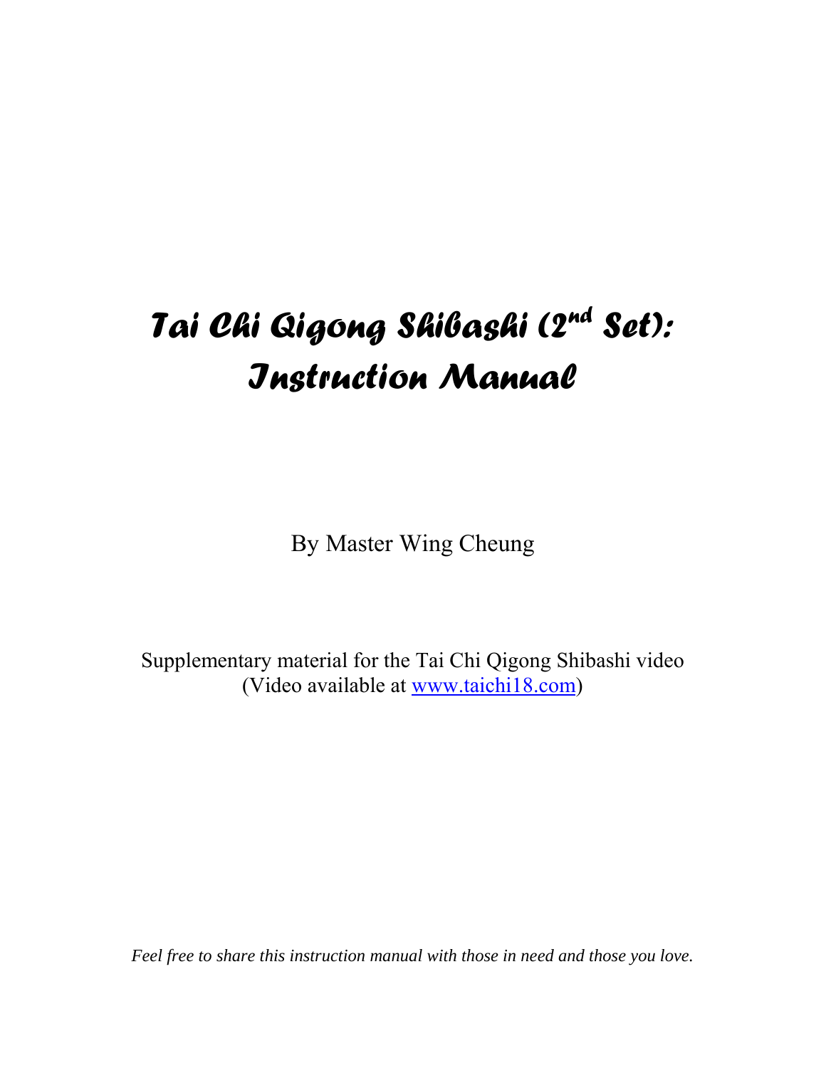# *Tai Chi Qigong Shibashi (2nd Set): Instruction Manual*

By Master Wing Cheung

Supplementary material for the Tai Chi Qigong Shibashi video
(Video available at [www.taichi18.com](www.taichi18.com))

*Feel free to share this instruction manual with those in need and those you love.*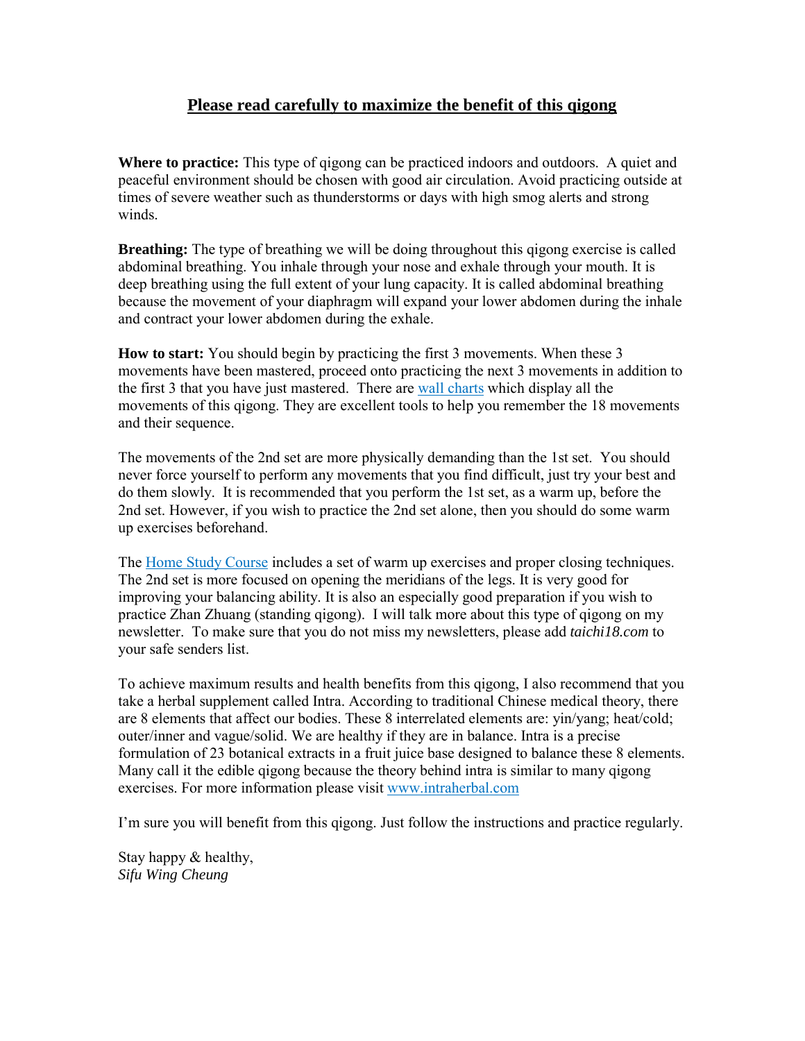## Please read carefully to maximize the benefit of this qigong

**Where to practice:** This type of qigong can be practiced indoors and outdoors. A quiet and peaceful environment should be chosen with good air circulation. Avoid practicing outside at times of severe weather such as thunderstorms or days with high smog alerts and strong winds.

**Breathing:** The type of breathing we will be doing throughout this qigong exercise is called abdominal breathing. You inhale through your nose and exhale through your mouth. It is deep breathing using the full extent of your lung capacity. It is called abdominal breathing because the movement of your diaphragm will expand your lower abdomen during the inhale and contract your lower abdomen during the exhale.

**How to start:** You should begin by practicing the first 3 movements. When these 3 movements have been mastered, proceed onto practicing the next 3 movements in addition to the first 3 that you have just mastered. There are wall charts which display all the movements of this qigong. They are excellent tools to help you remember the 18 movements and their sequence.

The movements of the 2nd set are more physically demanding than the 1st set. You should never force yourself to perform any movements that you find difficult, just try your best and do them slowly. It is recommended that you perform the 1st set, as a warm up, before the 2nd set. However, if you wish to practice the 2nd set alone, then you should do some warm up exercises beforehand.

The Home Study Course includes a set of warm up exercises and proper closing techniques. The 2nd set is more focused on opening the meridians of the legs. It is very good for improving your balancing ability. It is also an especially good preparation if you wish to practice Zhan Zhuang (standing qigong). I will talk more about this type of qigong on my newsletter. To make sure that you do not miss my newsletters, please add *taichi18.com* to your safe senders list.

To achieve maximum results and health benefits from this qigong, I also recommend that you take a herbal supplement called Intra. According to traditional Chinese medical theory, there are 8 elements that affect our bodies. These 8 interrelated elements are: yin/yang; heat/cold; outer/inner and vague/solid. We are healthy if they are in balance. Intra is a precise formulation of 23 botanical extracts in a fruit juice base designed to balance these 8 elements. Many call it the edible qigong because the theory behind intra is similar to many qigong exercises. For more information please visit www.intraherbal.com

I'm sure you will benefit from this qigong. Just follow the instructions and practice regularly.

Stay happy & healthy,
*Sifu Wing Cheung*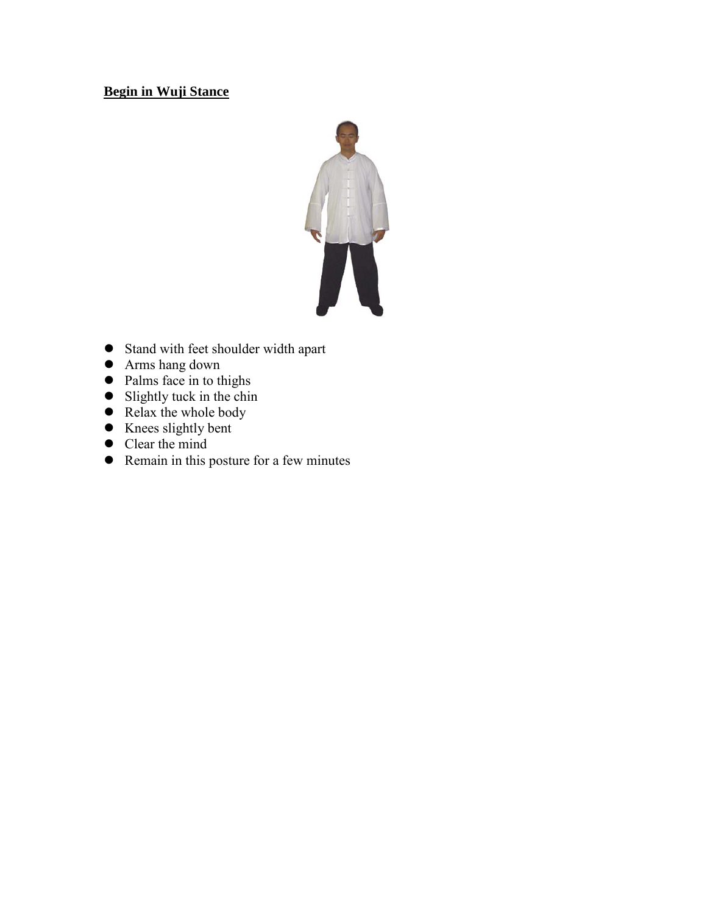**Begin in Wuji Stance**

- Stand with feet shoulder width apart
- Arms hang down
- Palms face in to thighs
- Slightly tuck in the chin
- Relax the whole body
- Knees slightly bent
- Clear the mind
- Remain in this posture for a few minutes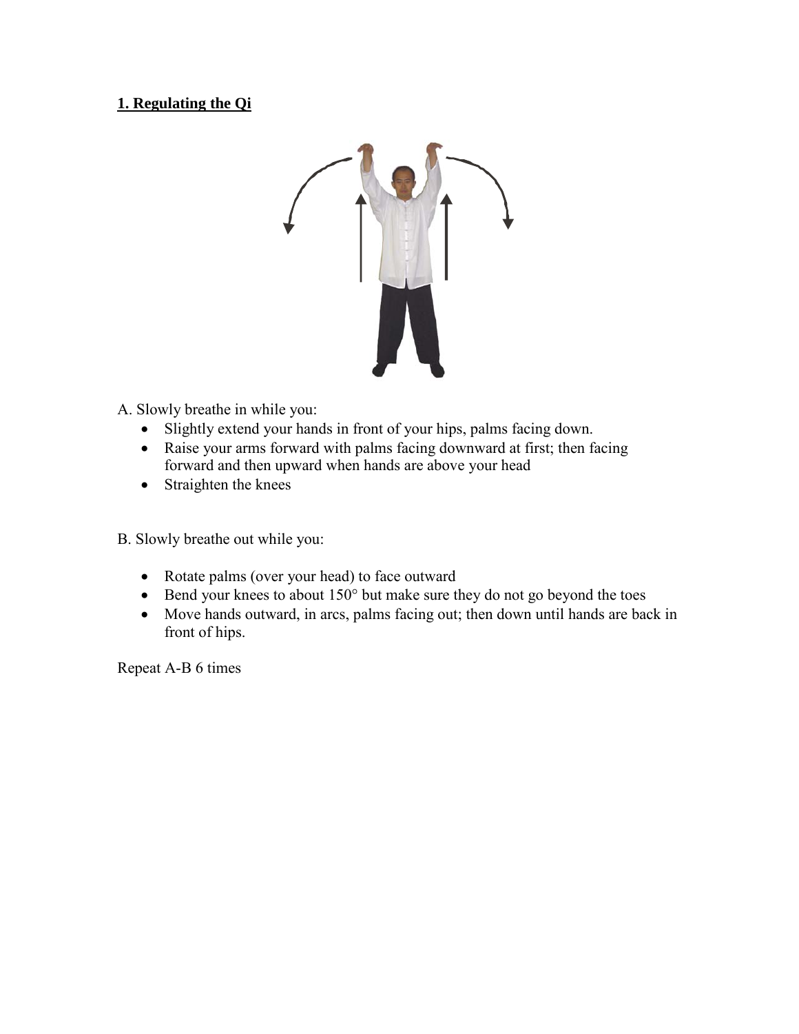## 1. Regulating the Qi

A. Slowly breathe in while you:

- Slightly extend your hands in front of your hips, palms facing down.
- Raise your arms forward with palms facing downward at first; then facing forward and then upward when hands are above your head
- Straighten the knees

B. Slowly breathe out while you:

- Rotate palms (over your head) to face outward
- Bend your knees to about 150° but make sure they do not go beyond the toes
- Move hands outward, in arcs, palms facing out; then down until hands are back in front of hips.

Repeat A-B 6 times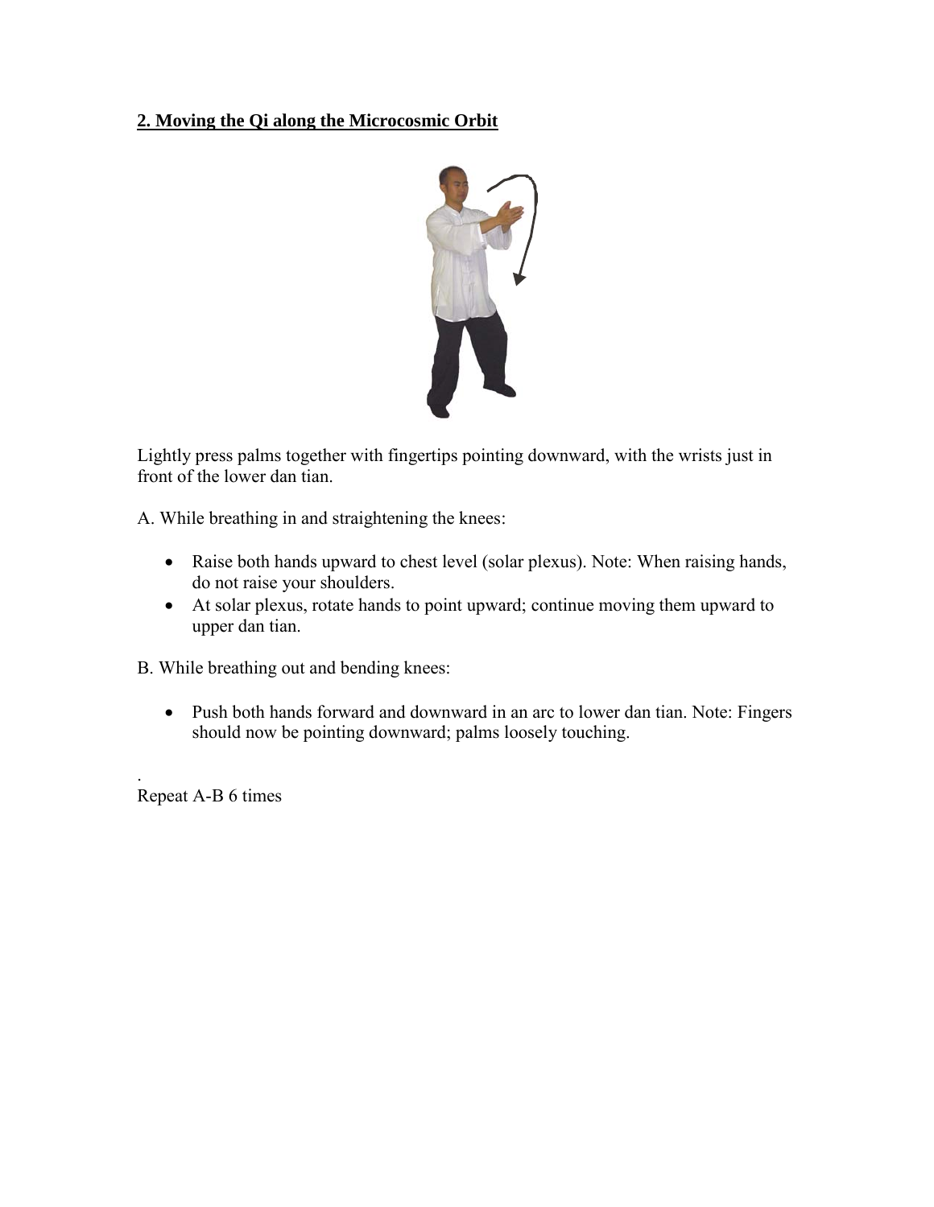## **2. Moving the Qi along the Microcosmic Orbit**

Lightly press palms together with fingertips pointing downward, with the wrists just in front of the lower dan tian.

A. While breathing in and straightening the knees:

- Raise both hands upward to chest level (solar plexus). Note: When raising hands, do not raise your shoulders.
- At solar plexus, rotate hands to point upward; continue moving them upward to upper dan tian.

B. While breathing out and bending knees:

- Push both hands forward and downward in an arc to lower dan tian. Note: Fingers should now be pointing downward; palms loosely touching.

.

Repeat A-B 6 times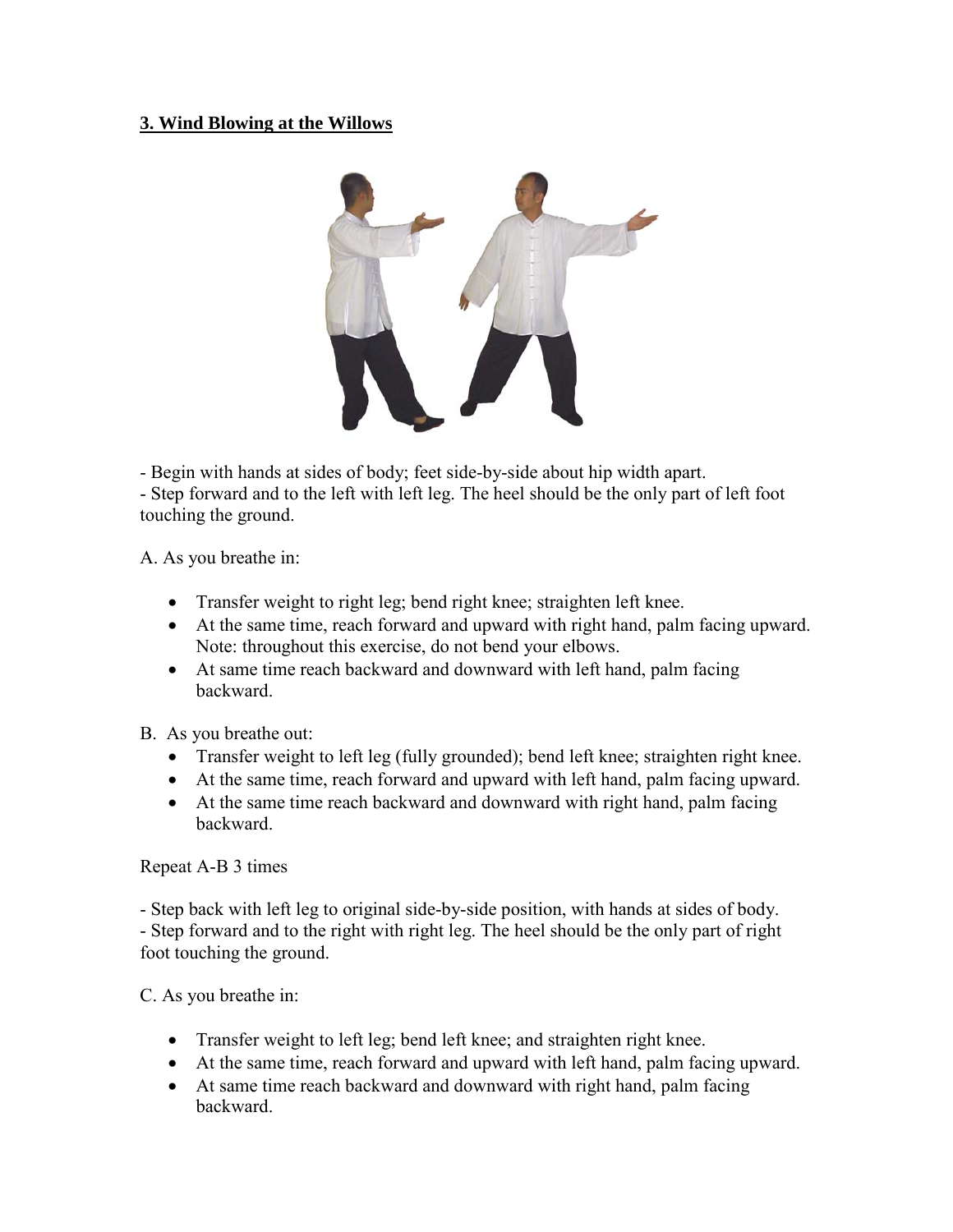### 3. Wind Blowing at the Willows

- Begin with hands at sides of body; feet side-by-side about hip width apart.
- Step forward and to the left with left leg. The heel should be the only part of left foot touching the ground.

A. As you breathe in:

- Transfer weight to right leg; bend right knee; straighten left knee.
- At the same time, reach forward and upward with right hand, palm facing upward. Note: throughout this exercise, do not bend your elbows.
- At same time reach backward and downward with left hand, palm facing backward.

B. As you breathe out:

- Transfer weight to left leg (fully grounded); bend left knee; straighten right knee.
- At the same time, reach forward and upward with left hand, palm facing upward.
- At the same time reach backward and downward with right hand, palm facing backward.

Repeat A-B 3 times

- Step back with left leg to original side-by-side position, with hands at sides of body.
- Step forward and to the right with right leg. The heel should be the only part of right foot touching the ground.

C. As you breathe in:

- Transfer weight to left leg; bend left knee; and straighten right knee.
- At the same time, reach forward and upward with left hand, palm facing upward.
- At same time reach backward and downward with right hand, palm facing backward.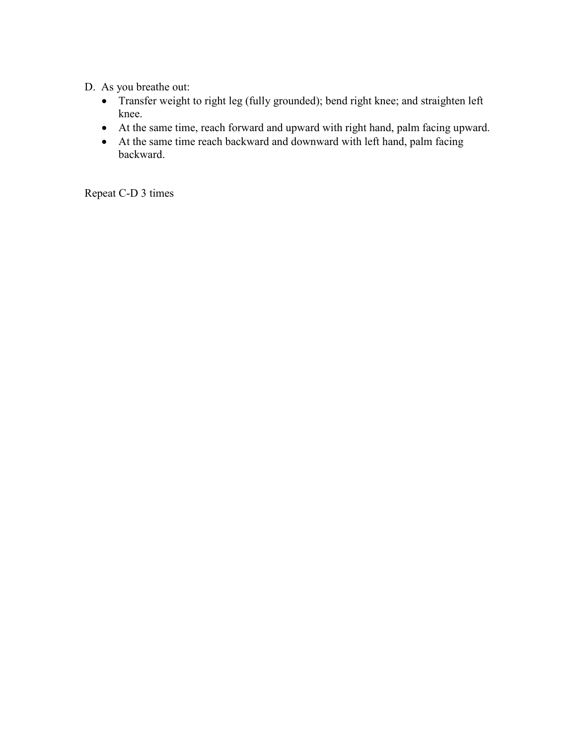D. As you breathe out:
   - Transfer weight to right leg (fully grounded); bend right knee; and straighten left knee.
   - At the same time, reach forward and upward with right hand, palm facing upward.
   - At the same time reach backward and downward with left hand, palm facing backward.

Repeat C-D 3 times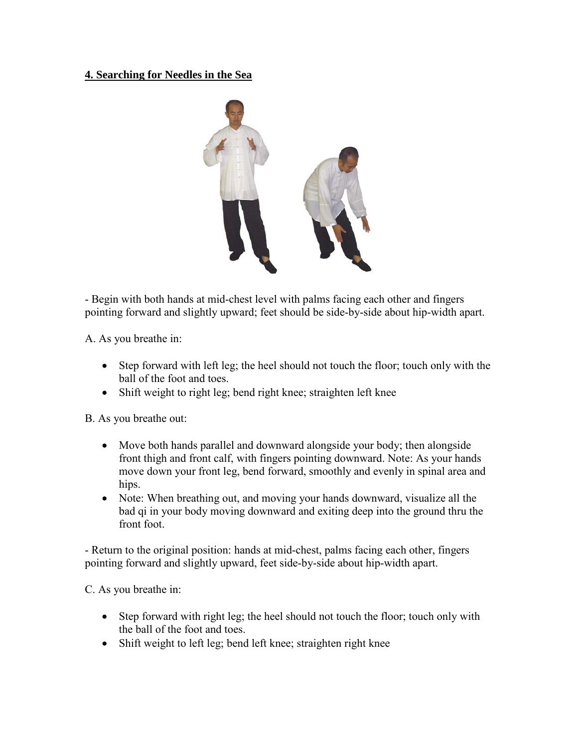**4. Searching for Needles in the Sea**

- Begin with both hands at mid-chest level with palms facing each other and fingers pointing forward and slightly upward; feet should be side-by-side about hip-width apart.

A. As you breathe in:

- Step forward with left leg; the heel should not touch the floor; touch only with the ball of the foot and toes.
- Shift weight to right leg; bend right knee; straighten left knee

B. As you breathe out:

- Move both hands parallel and downward alongside your body; then alongside front thigh and front calf, with fingers pointing downward. Note: As your hands move down your front leg, bend forward, smoothly and evenly in spinal area and hips.
- Note: When breathing out, and moving your hands downward, visualize all the bad qi in your body moving downward and exiting deep into the ground thru the front foot.

- Return to the original position: hands at mid-chest, palms facing each other, fingers pointing forward and slightly upward, feet side-by-side about hip-width apart.

C. As you breathe in:

- Step forward with right leg; the heel should not touch the floor; touch only with the ball of the foot and toes.
- Shift weight to left leg; bend left knee; straighten right knee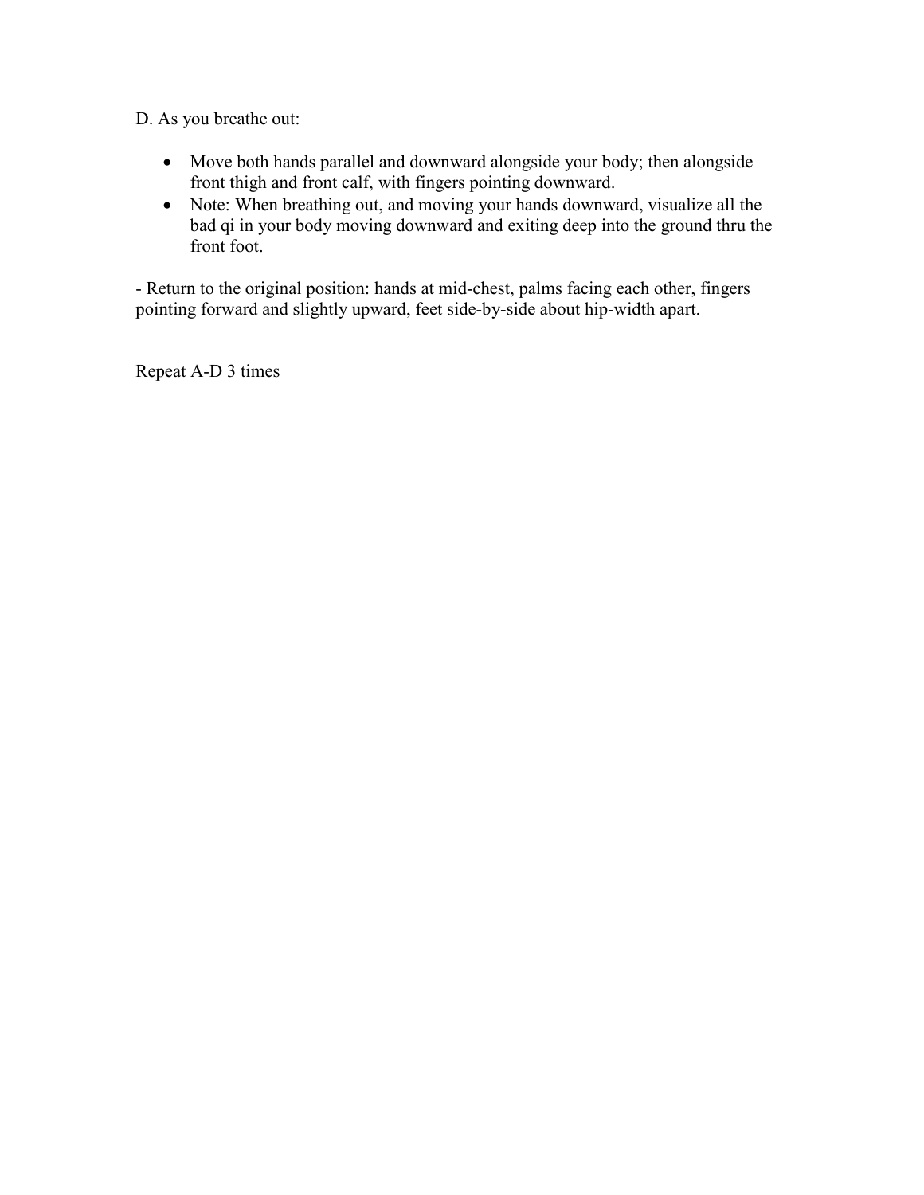D. As you breathe out:

- Move both hands parallel and downward alongside your body; then alongside front thigh and front calf, with fingers pointing downward.
- Note: When breathing out, and moving your hands downward, visualize all the bad qi in your body moving downward and exiting deep into the ground thru the front foot.

- Return to the original position: hands at mid-chest, palms facing each other, fingers pointing forward and slightly upward, feet side-by-side about hip-width apart.

Repeat A-D 3 times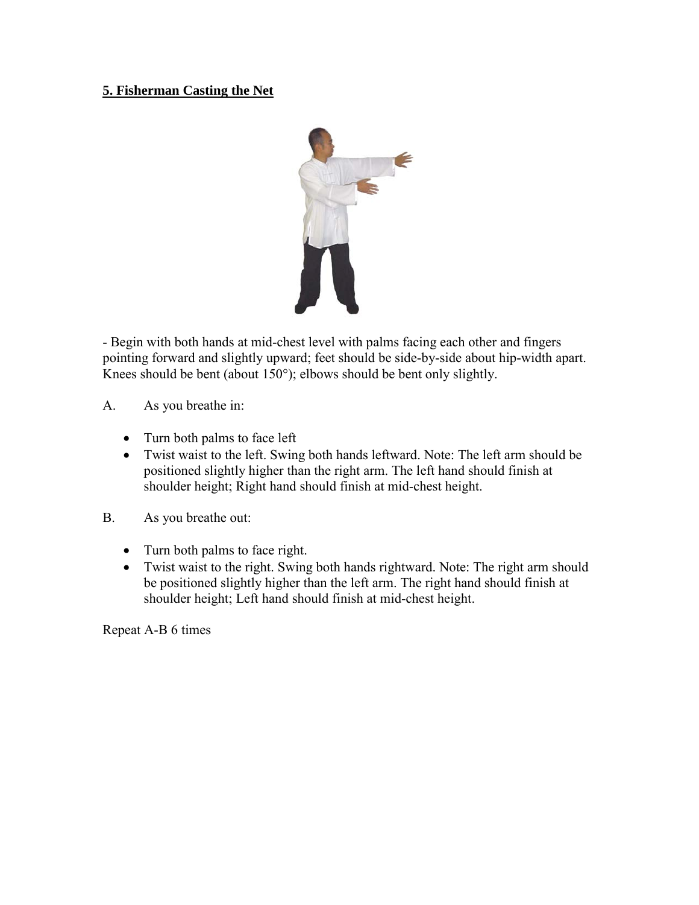**5. Fisherman Casting the Net**

- Begin with both hands at mid-chest level with palms facing each other and fingers pointing forward and slightly upward; feet should be side-by-side about hip-width apart. Knees should be bent (about 150°); elbows should be bent only slightly.

A. As you breathe in:

- Turn both palms to face left
- Twist waist to the left. Swing both hands leftward. Note: The left arm should be positioned slightly higher than the right arm. The left hand should finish at shoulder height; Right hand should finish at mid-chest height.

B. As you breathe out:

- Turn both palms to face right.
- Twist waist to the right. Swing both hands rightward. Note: The right arm should be positioned slightly higher than the left arm. The right hand should finish at shoulder height; Left hand should finish at mid-chest height.

Repeat A-B 6 times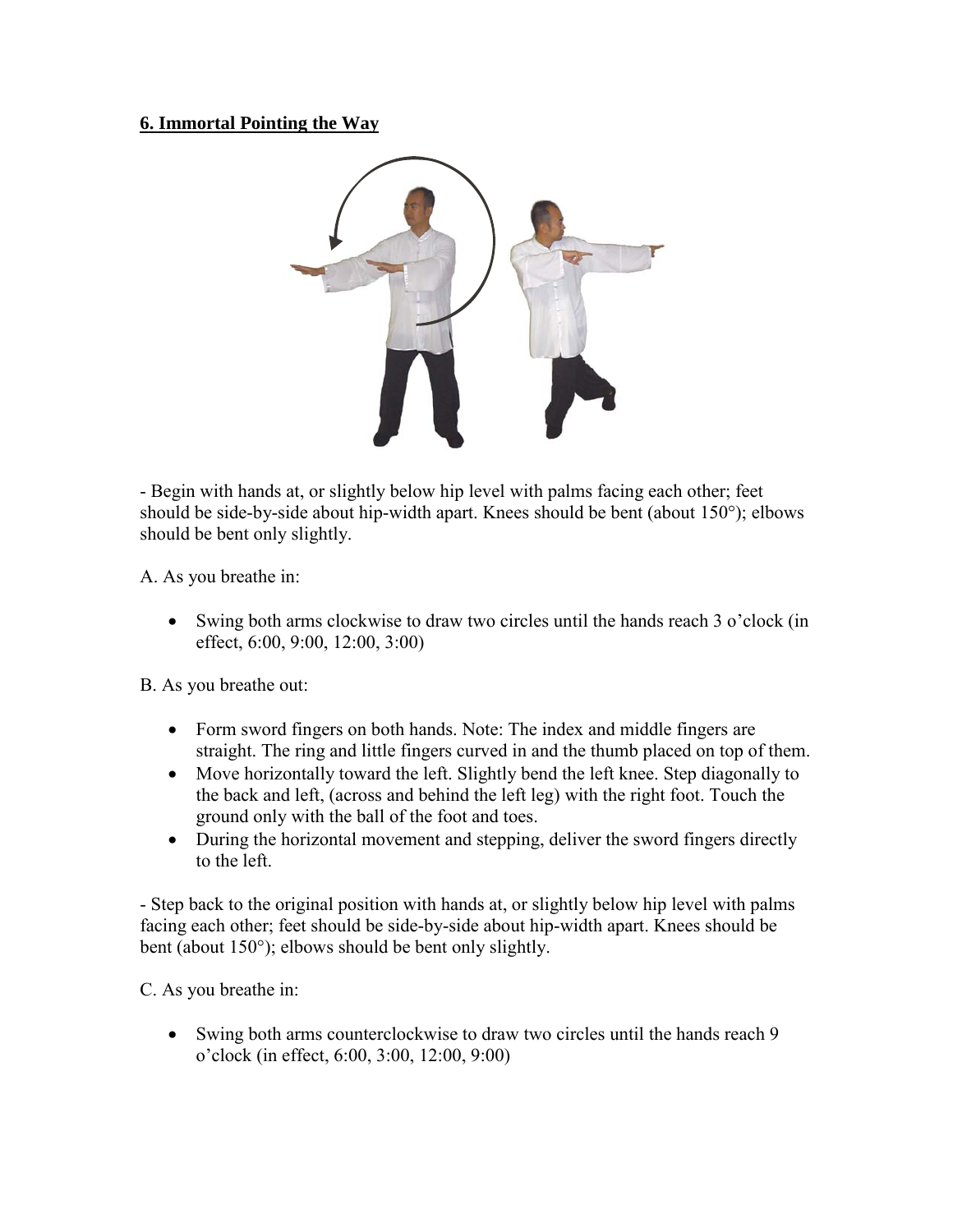## 6. Immortal Pointing the Way

- Begin with hands at, or slightly below hip level with palms facing each other; feet should be side-by-side about hip-width apart. Knees should be bent (about 150°); elbows should be bent only slightly.

A. As you breathe in:

- Swing both arms clockwise to draw two circles until the hands reach 3 o'clock (in effect, 6:00, 9:00, 12:00, 3:00)

B. As you breathe out:

- Form sword fingers on both hands. Note: The index and middle fingers are straight. The ring and little fingers curved in and the thumb placed on top of them.
- Move horizontally toward the left. Slightly bend the left knee. Step diagonally to the back and left, (across and behind the left leg) with the right foot. Touch the ground only with the ball of the foot and toes.
- During the horizontal movement and stepping, deliver the sword fingers directly to the left.

- Step back to the original position with hands at, or slightly below hip level with palms facing each other; feet should be side-by-side about hip-width apart. Knees should be bent (about 150°); elbows should be bent only slightly.

C. As you breathe in:

- Swing both arms counterclockwise to draw two circles until the hands reach 9 o'clock (in effect, 6:00, 3:00, 12:00, 9:00)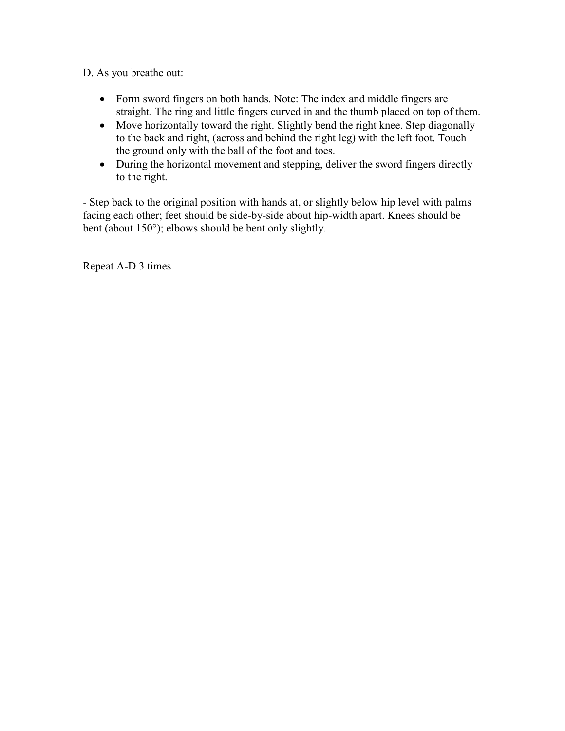D. As you breathe out:

- Form sword fingers on both hands. Note: The index and middle fingers are straight. The ring and little fingers curved in and the thumb placed on top of them.
- Move horizontally toward the right. Slightly bend the right knee. Step diagonally to the back and right, (across and behind the right leg) with the left foot. Touch the ground only with the ball of the foot and toes.
- During the horizontal movement and stepping, deliver the sword fingers directly to the right.

- Step back to the original position with hands at, or slightly below hip level with palms facing each other; feet should be side-by-side about hip-width apart. Knees should be bent (about 150°); elbows should be bent only slightly.

Repeat A-D 3 times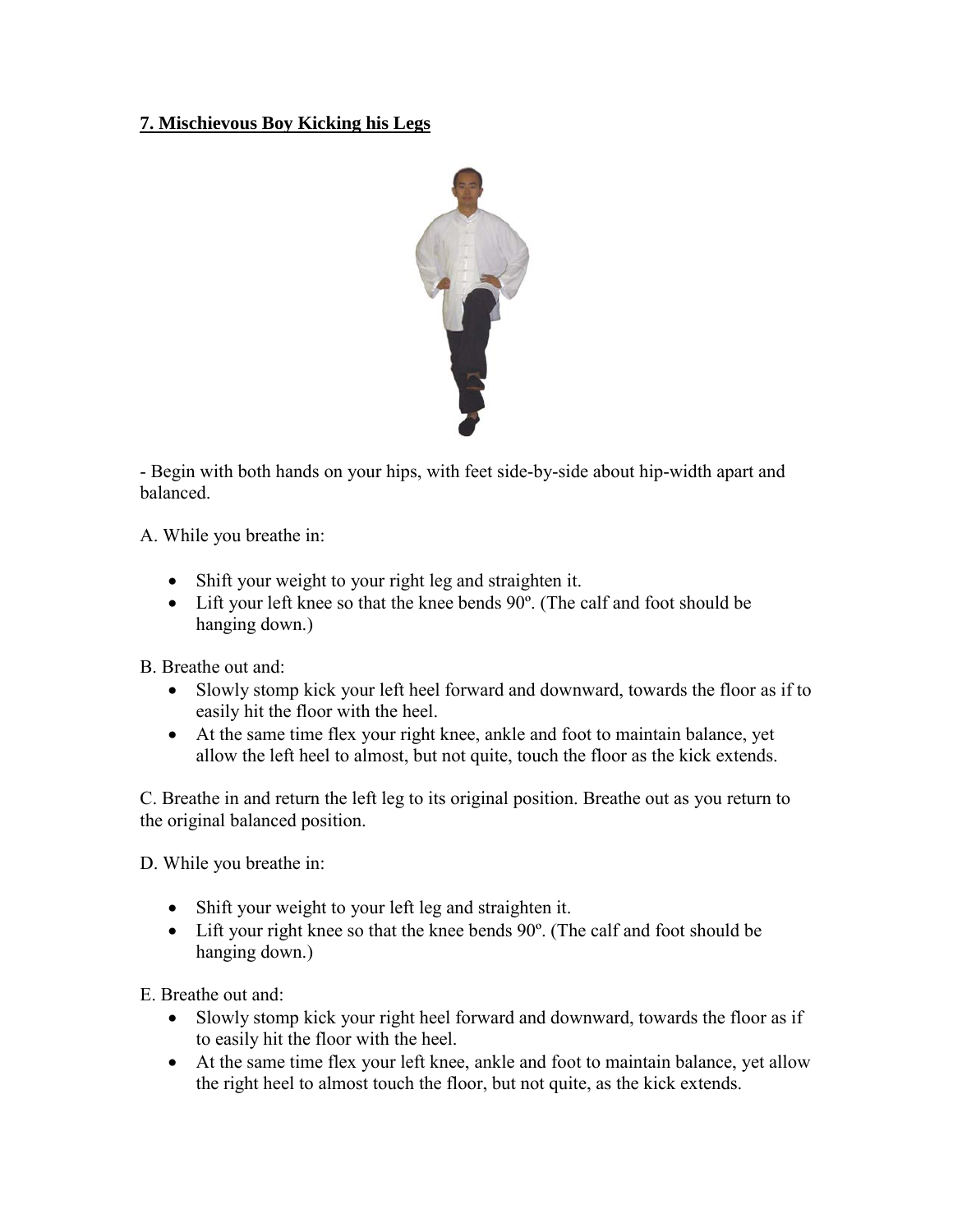**7. Mischievous Boy Kicking his Legs**

- Begin with both hands on your hips, with feet side-by-side about hip-width apart and balanced.

A. While you breathe in:

- Shift your weight to your right leg and straighten it.
- Lift your left knee so that the knee bends 90º. (The calf and foot should be hanging down.)

B. Breathe out and:

- Slowly stomp kick your left heel forward and downward, towards the floor as if to easily hit the floor with the heel.
- At the same time flex your right knee, ankle and foot to maintain balance, yet allow the left heel to almost, but not quite, touch the floor as the kick extends.

C. Breathe in and return the left leg to its original position. Breathe out as you return to the original balanced position.

D. While you breathe in:

- Shift your weight to your left leg and straighten it.
- Lift your right knee so that the knee bends 90º. (The calf and foot should be hanging down.)

E. Breathe out and:

- Slowly stomp kick your right heel forward and downward, towards the floor as if to easily hit the floor with the heel.
- At the same time flex your left knee, ankle and foot to maintain balance, yet allow the right heel to almost touch the floor, but not quite, as the kick extends.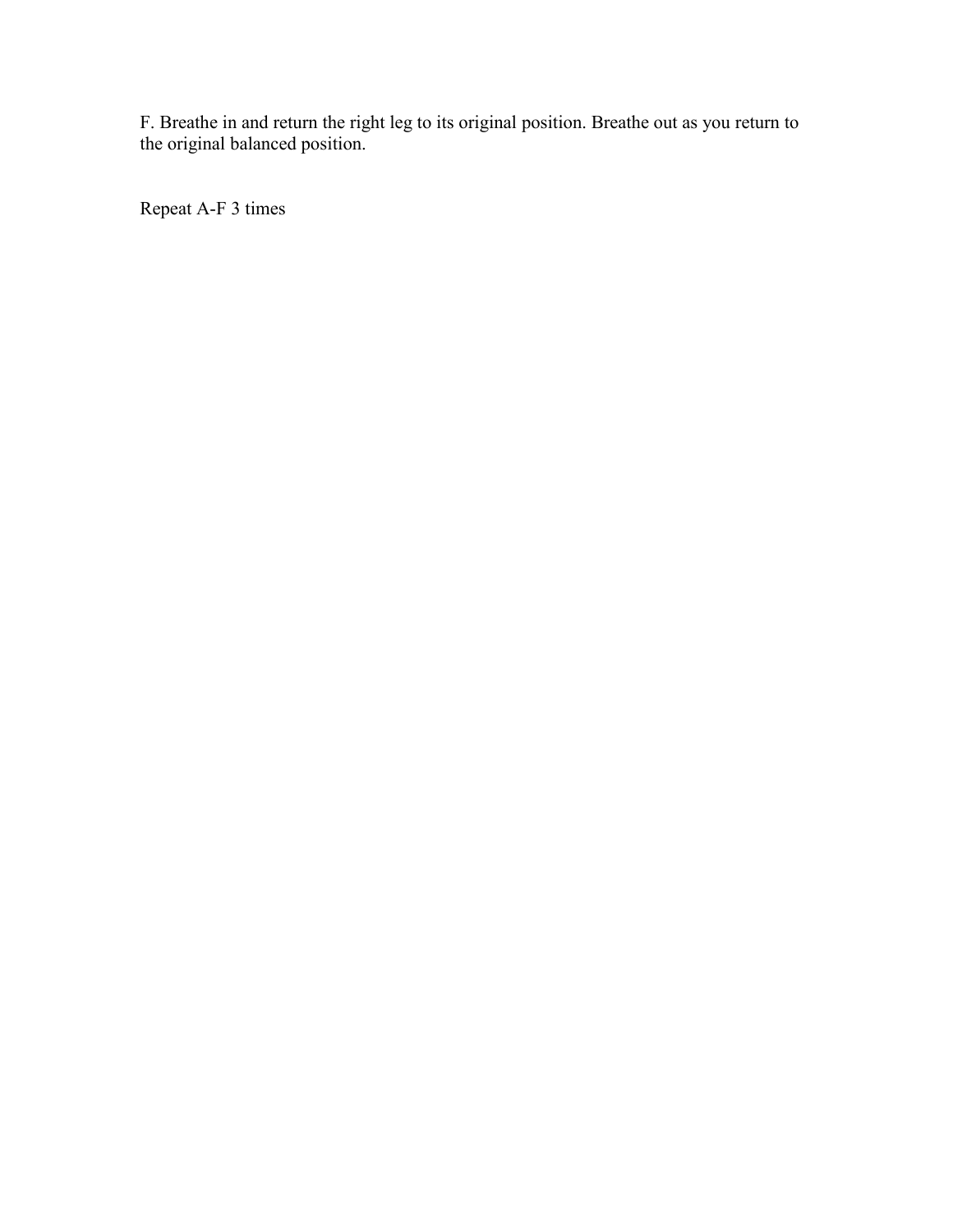F. Breathe in and return the right leg to its original position. Breathe out as you return to the original balanced position.

Repeat A-F 3 times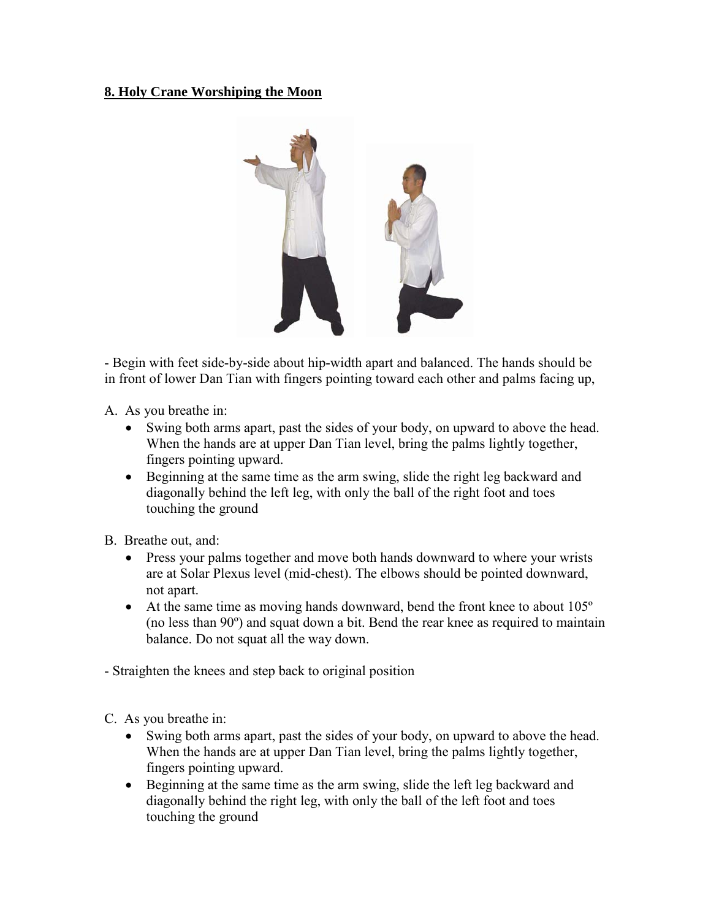**8. Holy Crane Worshiping the Moon**

- Begin with feet side-by-side about hip-width apart and balanced. The hands should be in front of lower Dan Tian with fingers pointing toward each other and palms facing up,

A. As you breathe in:
   - Swing both arms apart, past the sides of your body, on upward to above the head. When the hands are at upper Dan Tian level, bring the palms lightly together, fingers pointing upward.
   - Beginning at the same time as the arm swing, slide the right leg backward and diagonally behind the left leg, with only the ball of the right foot and toes touching the ground

B. Breathe out, and:
   - Press your palms together and move both hands downward to where your wrists are at Solar Plexus level (mid-chest). The elbows should be pointed downward, not apart.
   - At the same time as moving hands downward, bend the front knee to about 105º (no less than 90º) and squat down a bit. Bend the rear knee as required to maintain balance. Do not squat all the way down.

- Straighten the knees and step back to original position

C. As you breathe in:
   - Swing both arms apart, past the sides of your body, on upward to above the head. When the hands are at upper Dan Tian level, bring the palms lightly together, fingers pointing upward.
   - Beginning at the same time as the arm swing, slide the left leg backward and diagonally behind the right leg, with only the ball of the left foot and toes touching the ground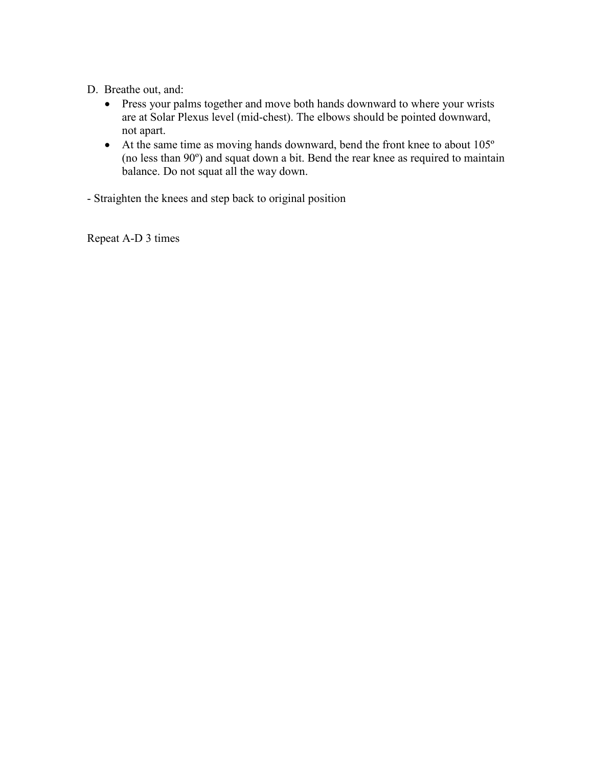D. Breathe out, and:
   - Press your palms together and move both hands downward to where your wrists are at Solar Plexus level (mid-chest). The elbows should be pointed downward, not apart.
   - At the same time as moving hands downward, bend the front knee to about 105º (no less than 90º) and squat down a bit. Bend the rear knee as required to maintain balance. Do not squat all the way down.

- Straighten the knees and step back to original position

Repeat A-D 3 times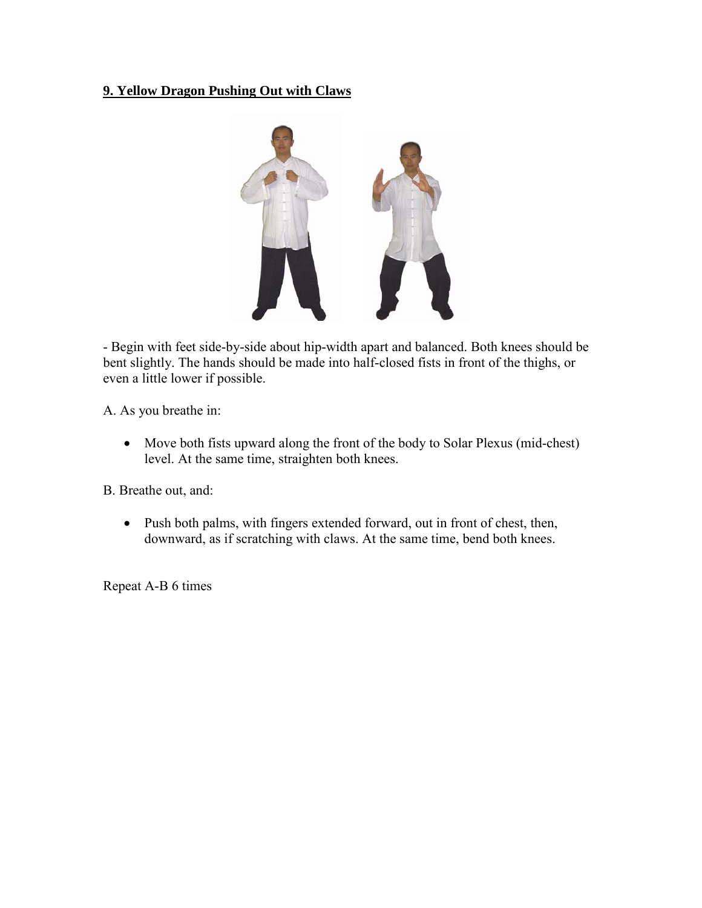**9. Yellow Dragon Pushing Out with Claws**

- Begin with feet side-by-side about hip-width apart and balanced. Both knees should be bent slightly. The hands should be made into half-closed fists in front of the thighs, or even a little lower if possible.

A. As you breathe in:

- Move both fists upward along the front of the body to Solar Plexus (mid-chest) level. At the same time, straighten both knees.

B. Breathe out, and:

- Push both palms, with fingers extended forward, out in front of chest, then, downward, as if scratching with claws. At the same time, bend both knees.

Repeat A-B 6 times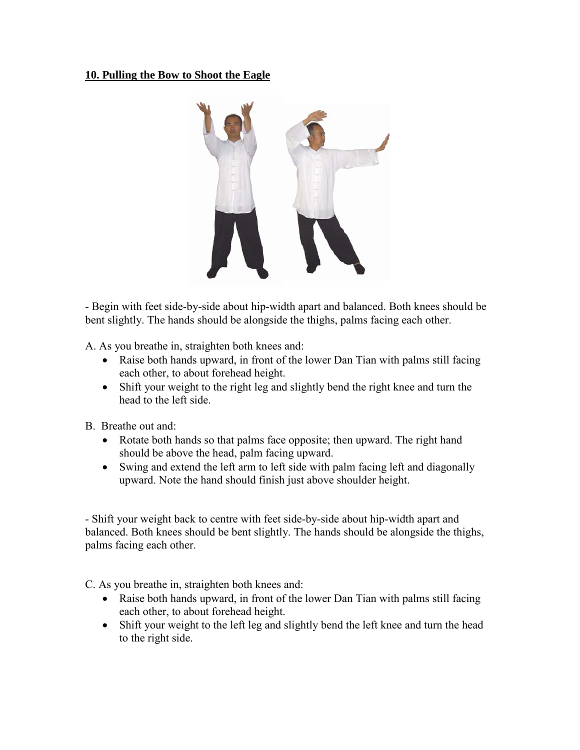## 10. Pulling the Bow to Shoot the Eagle

- Begin with feet side-by-side about hip-width apart and balanced. Both knees should be bent slightly. The hands should be alongside the thighs, palms facing each other.

A. As you breathe in, straighten both knees and:

- Raise both hands upward, in front of the lower Dan Tian with palms still facing each other, to about forehead height.
- Shift your weight to the right leg and slightly bend the right knee and turn the head to the left side.

B. Breathe out and:

- Rotate both hands so that palms face opposite; then upward. The right hand should be above the head, palm facing upward.
- Swing and extend the left arm to left side with palm facing left and diagonally upward. Note the hand should finish just above shoulder height.

- Shift your weight back to centre with feet side-by-side about hip-width apart and balanced. Both knees should be bent slightly. The hands should be alongside the thighs, palms facing each other.

C. As you breathe in, straighten both knees and:

- Raise both hands upward, in front of the lower Dan Tian with palms still facing each other, to about forehead height.
- Shift your weight to the left leg and slightly bend the left knee and turn the head to the right side.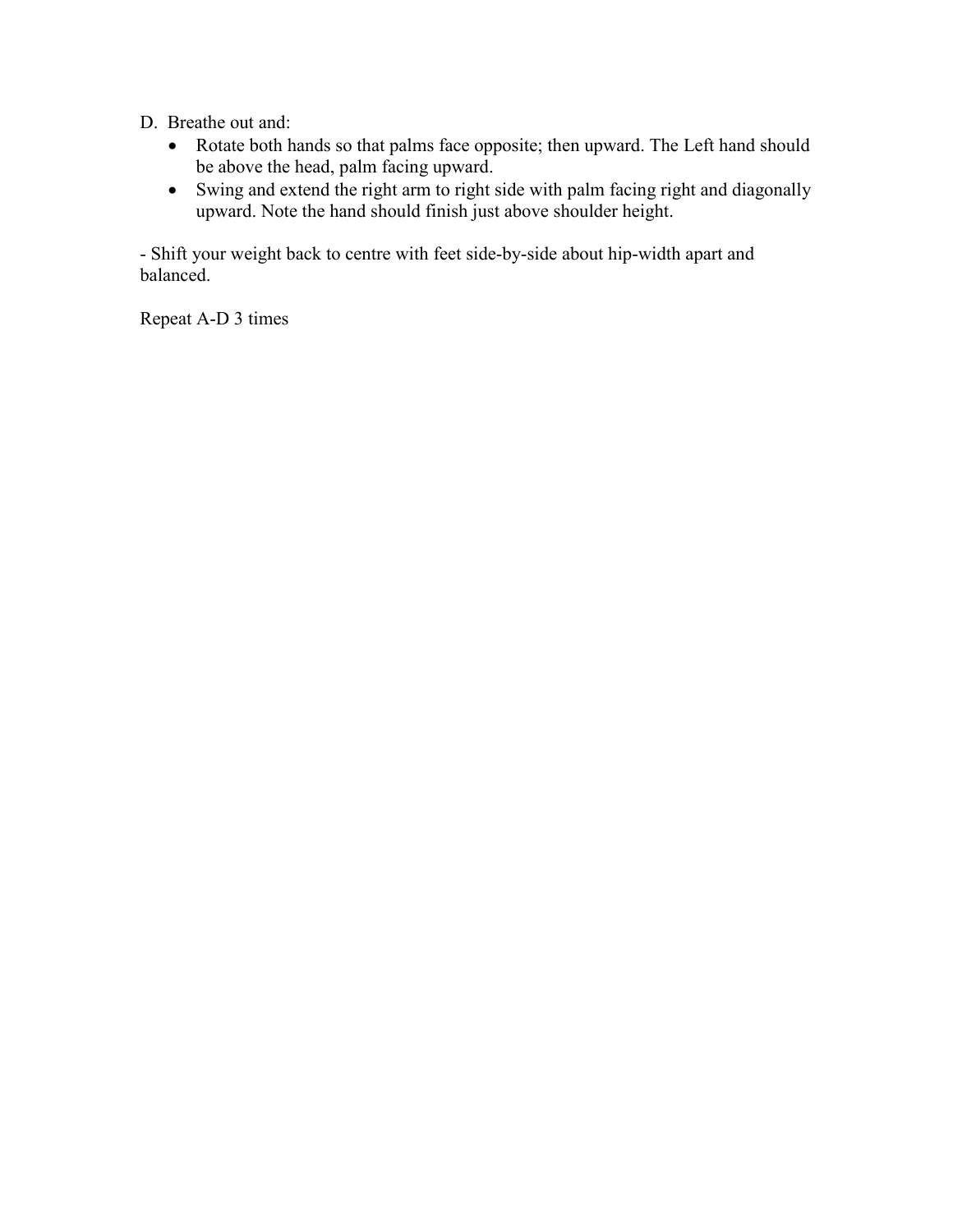D. Breathe out and:

- Rotate both hands so that palms face opposite; then upward. The Left hand should be above the head, palm facing upward.
- Swing and extend the right arm to right side with palm facing right and diagonally upward. Note the hand should finish just above shoulder height.

- Shift your weight back to centre with feet side-by-side about hip-width apart and balanced.

Repeat A-D 3 times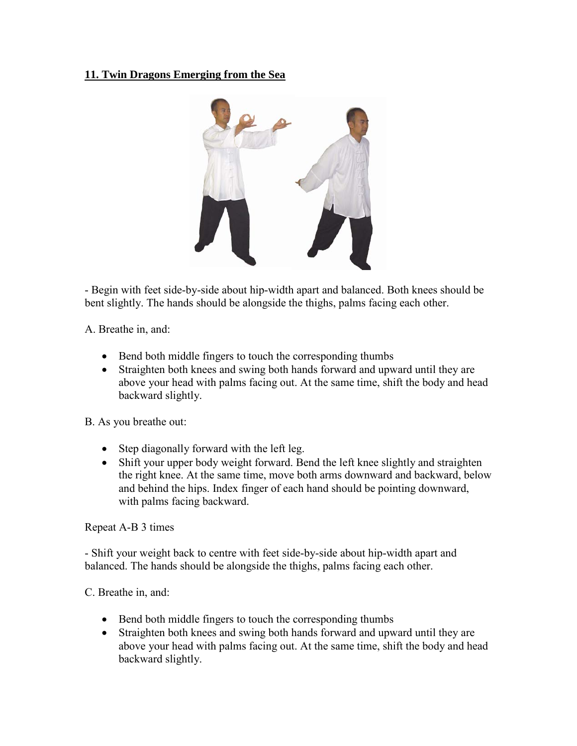## 11. Twin Dragons Emerging from the Sea

- Begin with feet side-by-side about hip-width apart and balanced. Both knees should be bent slightly. The hands should be alongside the thighs, palms facing each other.

A. Breathe in, and:

- Bend both middle fingers to touch the corresponding thumbs
- Straighten both knees and swing both hands forward and upward until they are above your head with palms facing out. At the same time, shift the body and head backward slightly.

B. As you breathe out:

- Step diagonally forward with the left leg.
- Shift your upper body weight forward. Bend the left knee slightly and straighten the right knee. At the same time, move both arms downward and backward, below and behind the hips. Index finger of each hand should be pointing downward, with palms facing backward.

Repeat A-B 3 times

- Shift your weight back to centre with feet side-by-side about hip-width apart and balanced. The hands should be alongside the thighs, palms facing each other.

C. Breathe in, and:

- Bend both middle fingers to touch the corresponding thumbs
- Straighten both knees and swing both hands forward and upward until they are above your head with palms facing out. At the same time, shift the body and head backward slightly.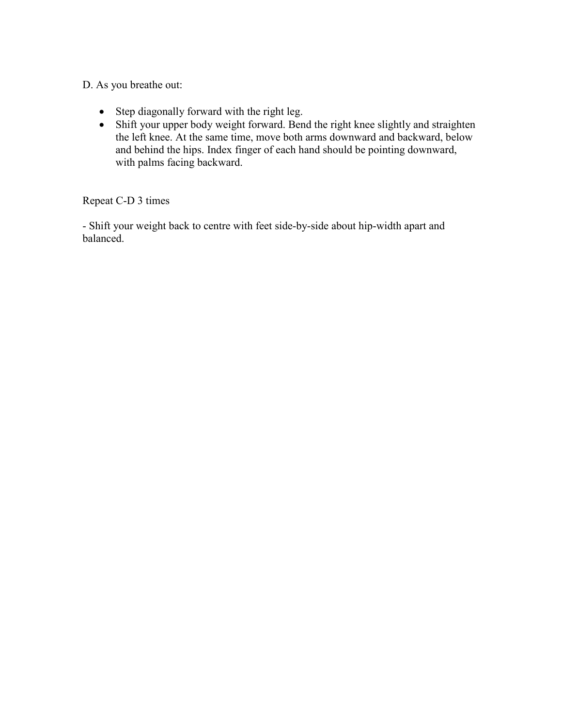D. As you breathe out:

- Step diagonally forward with the right leg.
- Shift your upper body weight forward. Bend the right knee slightly and straighten the left knee. At the same time, move both arms downward and backward, below and behind the hips. Index finger of each hand should be pointing downward, with palms facing backward.

Repeat C-D 3 times

- Shift your weight back to centre with feet side-by-side about hip-width apart and balanced.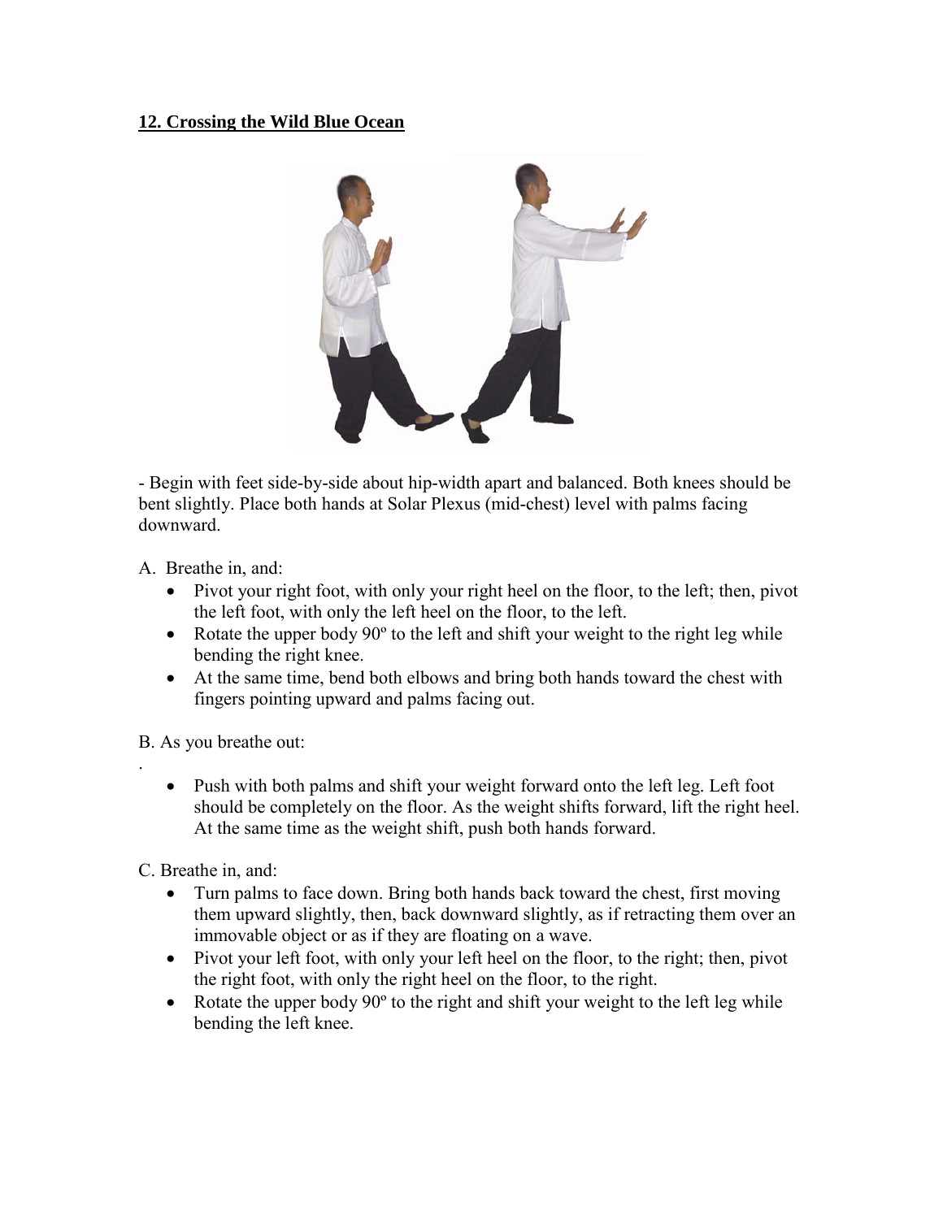**12. Crossing the Wild Blue Ocean**

- Begin with feet side-by-side about hip-width apart and balanced. Both knees should be bent slightly. Place both hands at Solar Plexus (mid-chest) level with palms facing downward.

A. Breathe in, and:

- Pivot your right foot, with only your right heel on the floor, to the left; then, pivot the left foot, with only the left heel on the floor, to the left.
- Rotate the upper body 90º to the left and shift your weight to the right leg while bending the right knee.
- At the same time, bend both elbows and bring both hands toward the chest with fingers pointing upward and palms facing out.

B. As you breathe out:

.

- Push with both palms and shift your weight forward onto the left leg. Left foot should be completely on the floor. As the weight shifts forward, lift the right heel. At the same time as the weight shift, push both hands forward.

C. Breathe in, and:

- Turn palms to face down. Bring both hands back toward the chest, first moving them upward slightly, then, back downward slightly, as if retracting them over an immovable object or as if they are floating on a wave.
- Pivot your left foot, with only your left heel on the floor, to the right; then, pivot the right foot, with only the right heel on the floor, to the right.
- Rotate the upper body 90º to the right and shift your weight to the left leg while bending the left knee.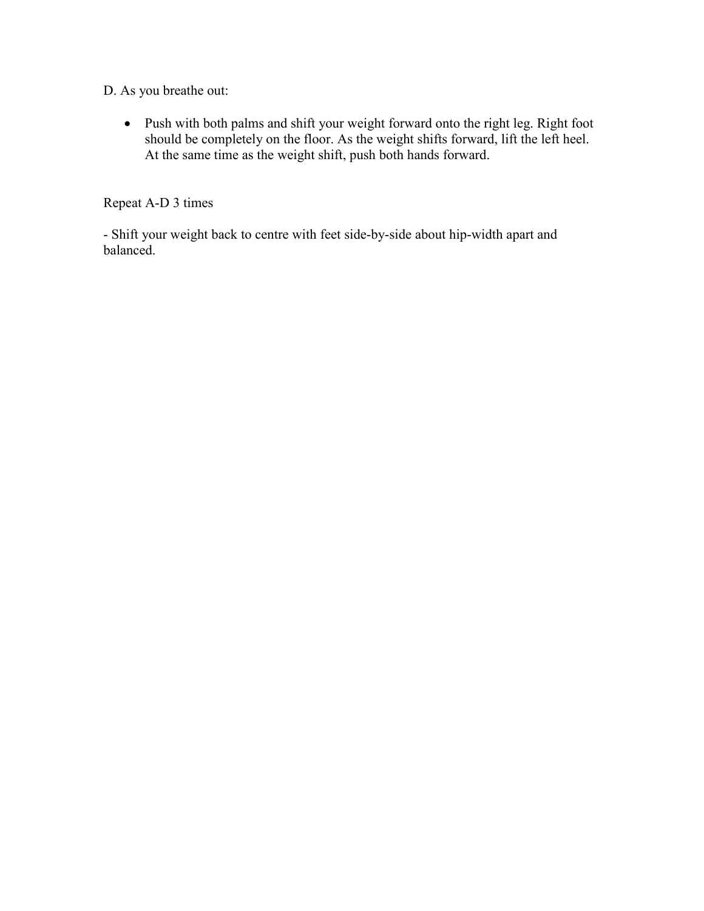D. As you breathe out:

- Push with both palms and shift your weight forward onto the right leg. Right foot should be completely on the floor. As the weight shifts forward, lift the left heel. At the same time as the weight shift, push both hands forward.

Repeat A-D 3 times

- Shift your weight back to centre with feet side-by-side about hip-width apart and balanced.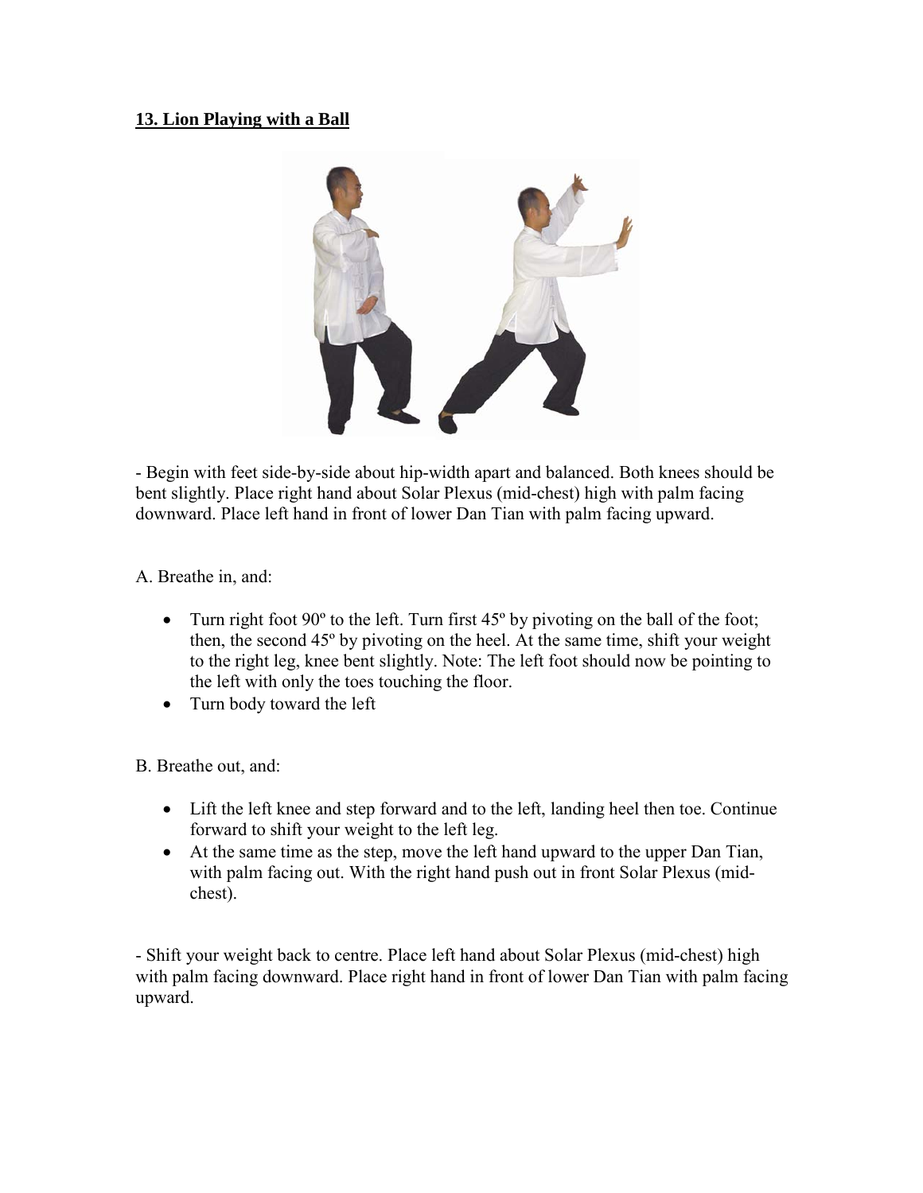**13. Lion Playing with a Ball**

- Begin with feet side-by-side about hip-width apart and balanced. Both knees should be bent slightly. Place right hand about Solar Plexus (mid-chest) high with palm facing downward. Place left hand in front of lower Dan Tian with palm facing upward.

A. Breathe in, and:

- Turn right foot 90º to the left. Turn first 45º by pivoting on the ball of the foot; then, the second 45º by pivoting on the heel. At the same time, shift your weight to the right leg, knee bent slightly. Note: The left foot should now be pointing to the left with only the toes touching the floor.
- Turn body toward the left

B. Breathe out, and:

- Lift the left knee and step forward and to the left, landing heel then toe. Continue forward to shift your weight to the left leg.
- At the same time as the step, move the left hand upward to the upper Dan Tian, with palm facing out. With the right hand push out in front Solar Plexus (mid-chest).

- Shift your weight back to centre. Place left hand about Solar Plexus (mid-chest) high with palm facing downward. Place right hand in front of lower Dan Tian with palm facing upward.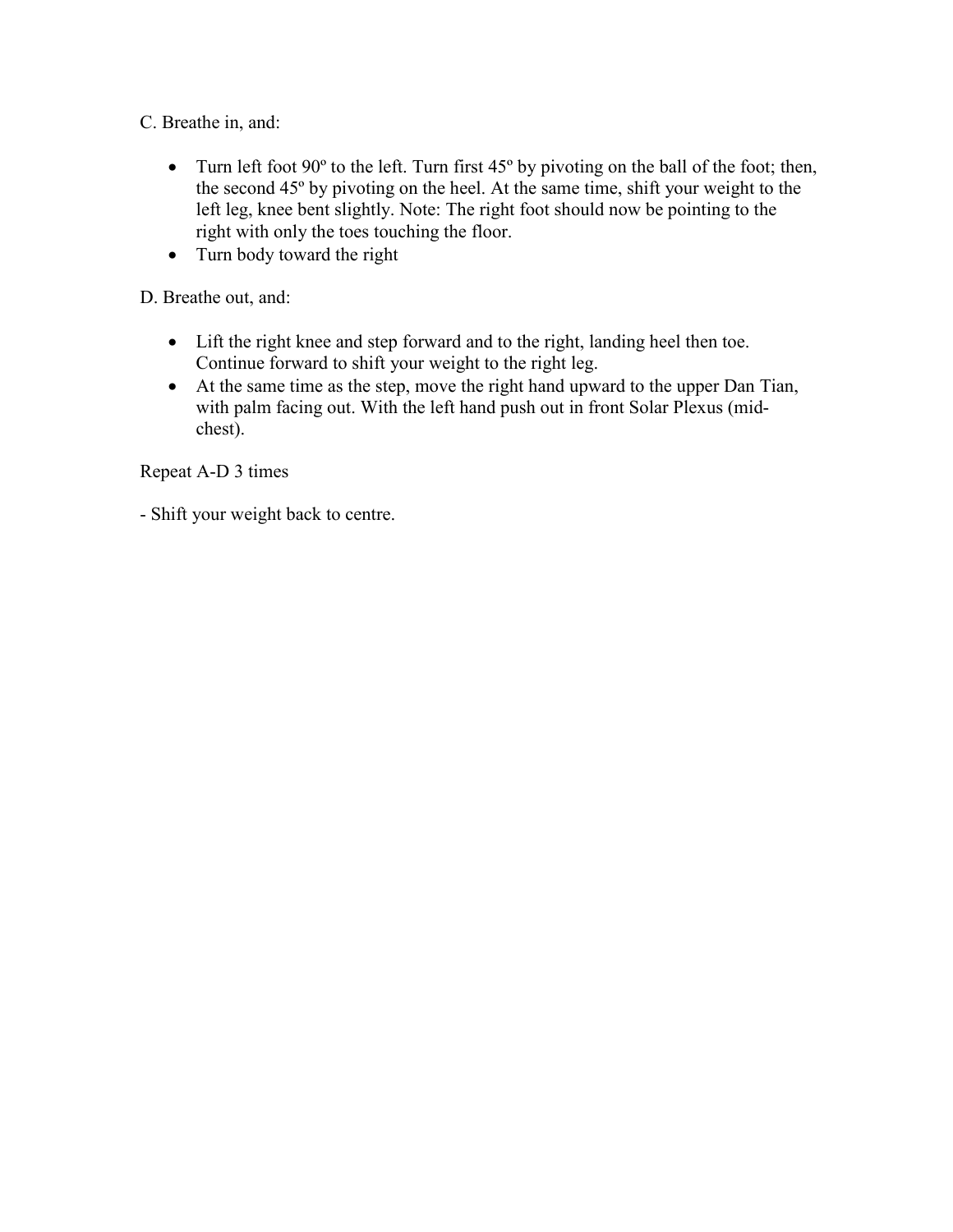C. Breathe in, and:

- Turn left foot 90º to the left. Turn first 45º by pivoting on the ball of the foot; then, the second 45º by pivoting on the heel. At the same time, shift your weight to the left leg, knee bent slightly. Note: The right foot should now be pointing to the right with only the toes touching the floor.
- Turn body toward the right

D. Breathe out, and:

- Lift the right knee and step forward and to the right, landing heel then toe. Continue forward to shift your weight to the right leg.
- At the same time as the step, move the right hand upward to the upper Dan Tian, with palm facing out. With the left hand push out in front Solar Plexus (mid-chest).

Repeat A-D 3 times

- Shift your weight back to centre.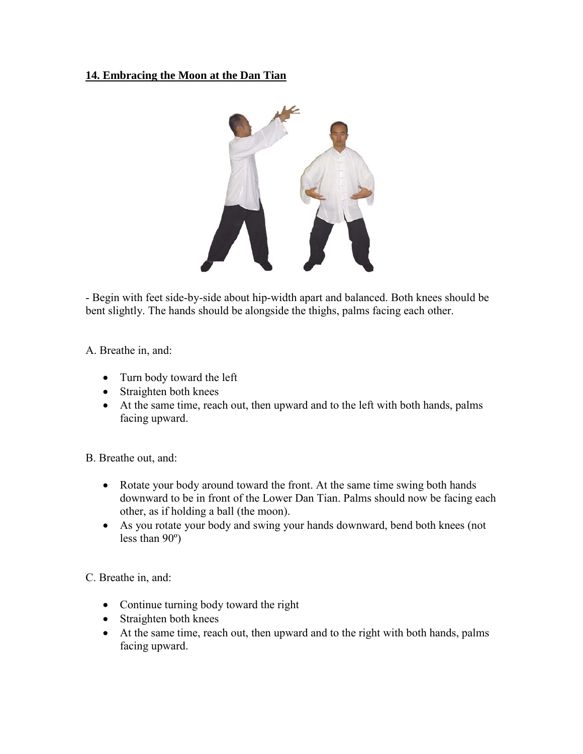**14. Embracing the Moon at the Dan Tian**

- Begin with feet side-by-side about hip-width apart and balanced. Both knees should be bent slightly. The hands should be alongside the thighs, palms facing each other.

A. Breathe in, and:

- Turn body toward the left
- Straighten both knees
- At the same time, reach out, then upward and to the left with both hands, palms facing upward.

B. Breathe out, and:

- Rotate your body around toward the front. At the same time swing both hands downward to be in front of the Lower Dan Tian. Palms should now be facing each other, as if holding a ball (the moon).
- As you rotate your body and swing your hands downward, bend both knees (not less than 90º)

C. Breathe in, and:

- Continue turning body toward the right
- Straighten both knees
- At the same time, reach out, then upward and to the right with both hands, palms facing upward.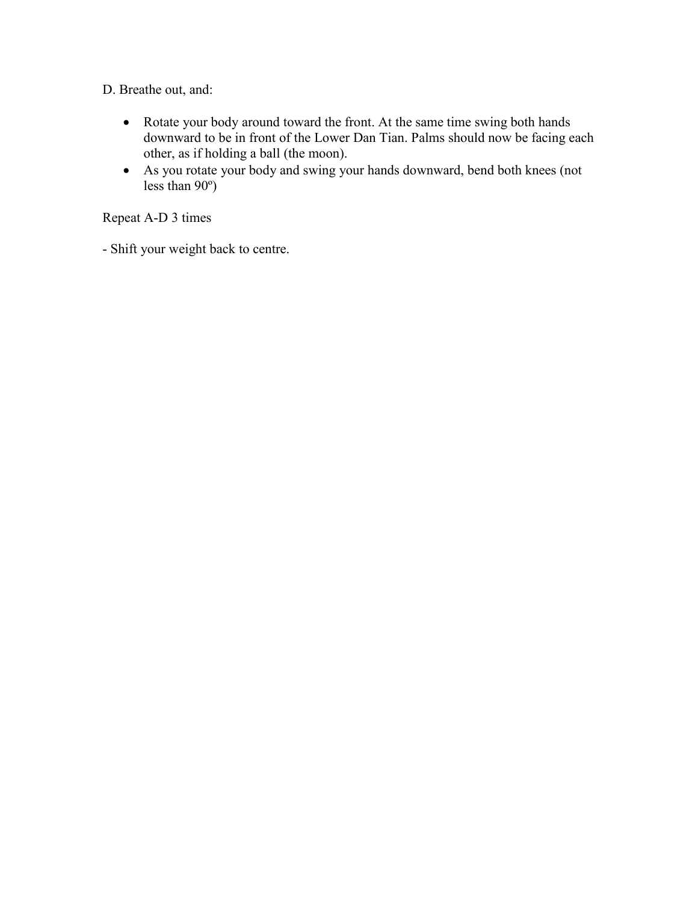D. Breathe out, and:

- Rotate your body around toward the front. At the same time swing both hands downward to be in front of the Lower Dan Tian. Palms should now be facing each other, as if holding a ball (the moon).
- As you rotate your body and swing your hands downward, bend both knees (not less than 90º)

Repeat A-D 3 times

- Shift your weight back to centre.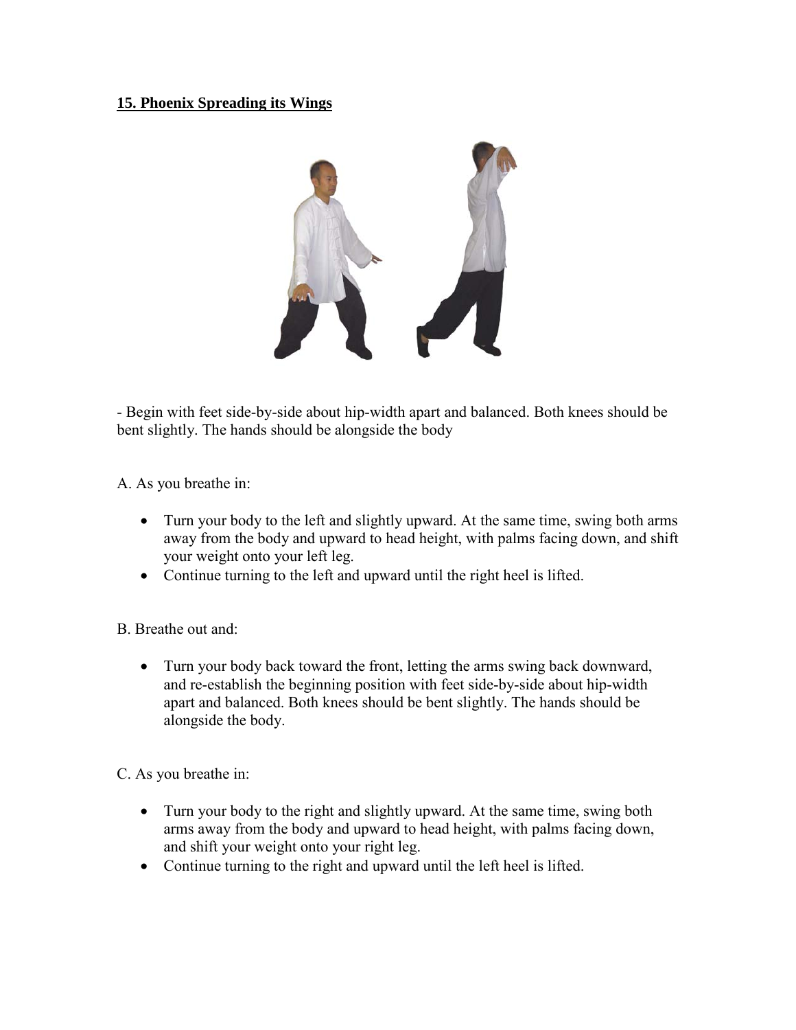**15. Phoenix Spreading its Wings**

- Begin with feet side-by-side about hip-width apart and balanced. Both knees should be bent slightly. The hands should be alongside the body

A. As you breathe in:

- Turn your body to the left and slightly upward. At the same time, swing both arms away from the body and upward to head height, with palms facing down, and shift your weight onto your left leg.
- Continue turning to the left and upward until the right heel is lifted.

B. Breathe out and:

- Turn your body back toward the front, letting the arms swing back downward, and re-establish the beginning position with feet side-by-side about hip-width apart and balanced. Both knees should be bent slightly. The hands should be alongside the body.

C. As you breathe in:

- Turn your body to the right and slightly upward. At the same time, swing both arms away from the body and upward to head height, with palms facing down, and shift your weight onto your right leg.
- Continue turning to the right and upward until the left heel is lifted.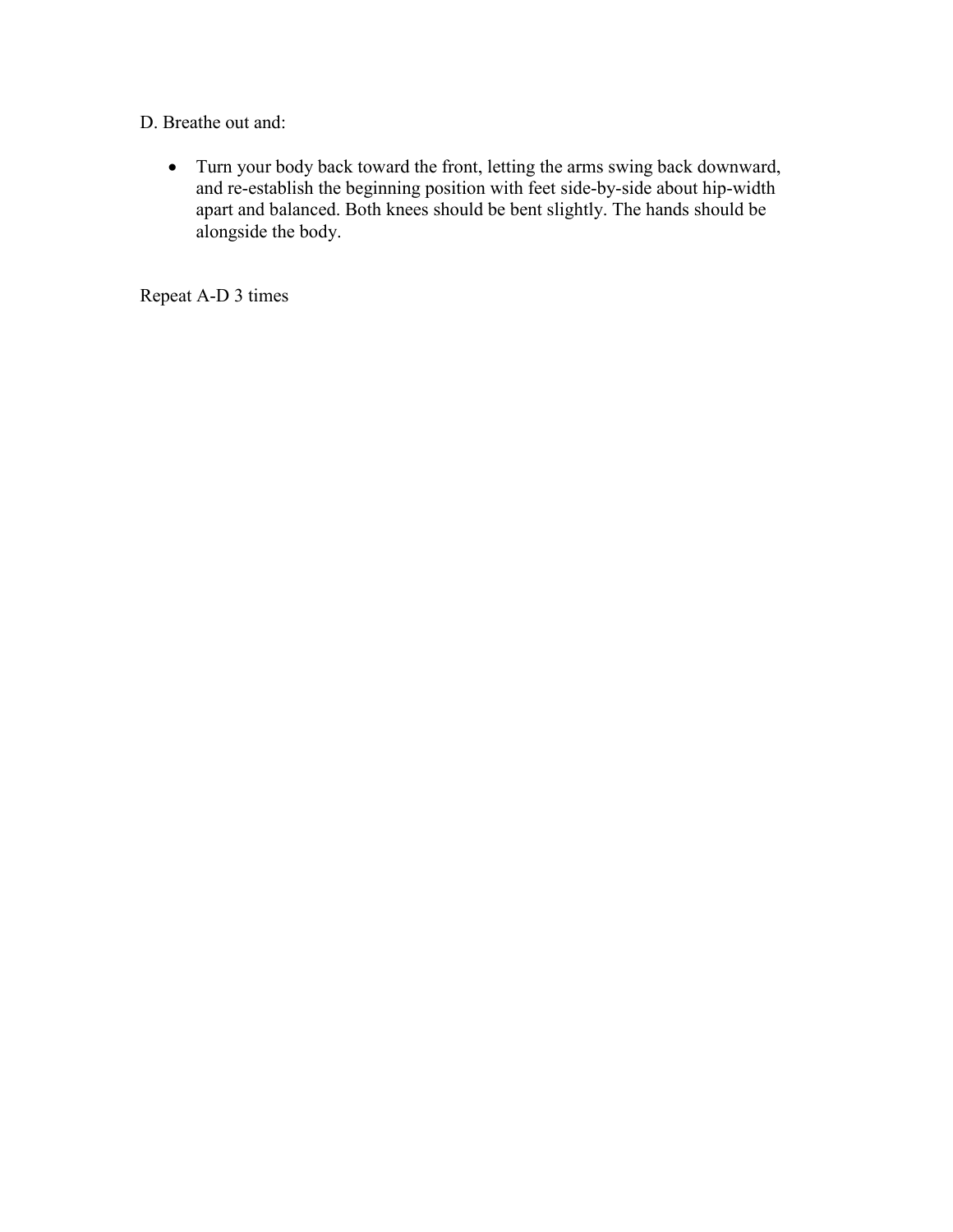D. Breathe out and:

- Turn your body back toward the front, letting the arms swing back downward, and re-establish the beginning position with feet side-by-side about hip-width apart and balanced. Both knees should be bent slightly. The hands should be alongside the body.

Repeat A-D 3 times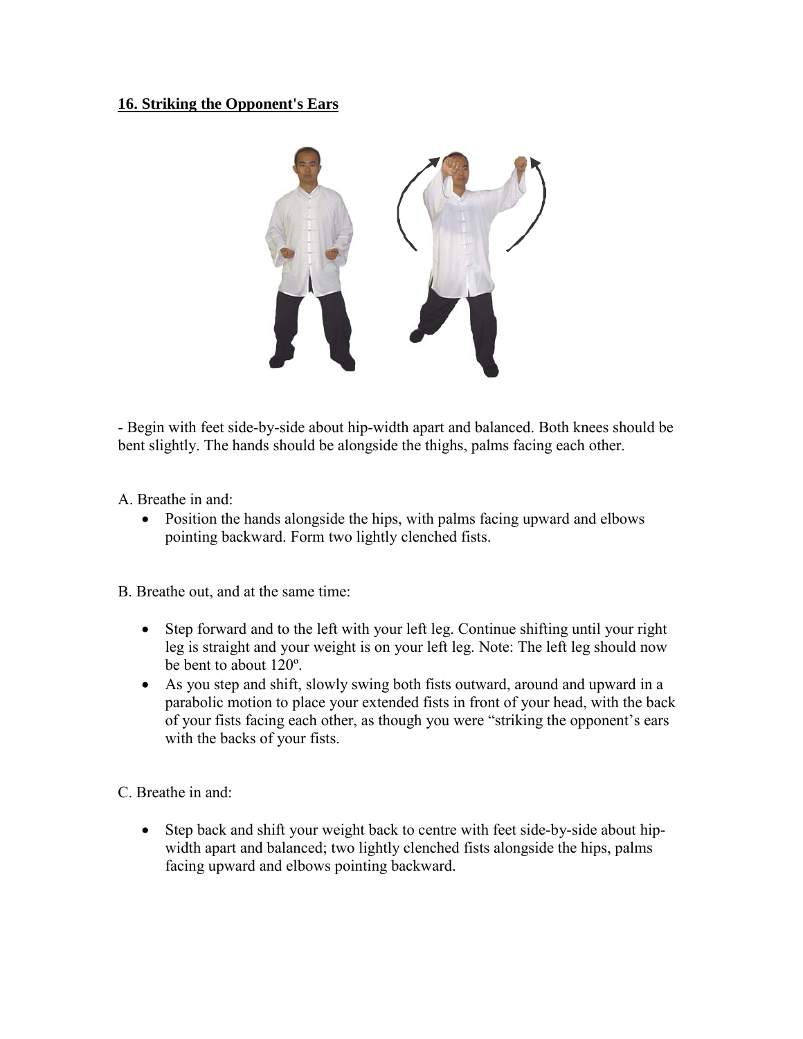**16. Striking the Opponent's Ears**

- Begin with feet side-by-side about hip-width apart and balanced. Both knees should be bent slightly. The hands should be alongside the thighs, palms facing each other.

A. Breathe in and:

- Position the hands alongside the hips, with palms facing upward and elbows pointing backward. Form two lightly clenched fists.

B. Breathe out, and at the same time:

- Step forward and to the left with your left leg. Continue shifting until your right leg is straight and your weight is on your left leg. Note: The left leg should now be bent to about 120º.
- As you step and shift, slowly swing both fists outward, around and upward in a parabolic motion to place your extended fists in front of your head, with the back of your fists facing each other, as though you were "striking the opponent's ears with the backs of your fists.

C. Breathe in and:

- Step back and shift your weight back to centre with feet side-by-side about hip-width apart and balanced; two lightly clenched fists alongside the hips, palms facing upward and elbows pointing backward.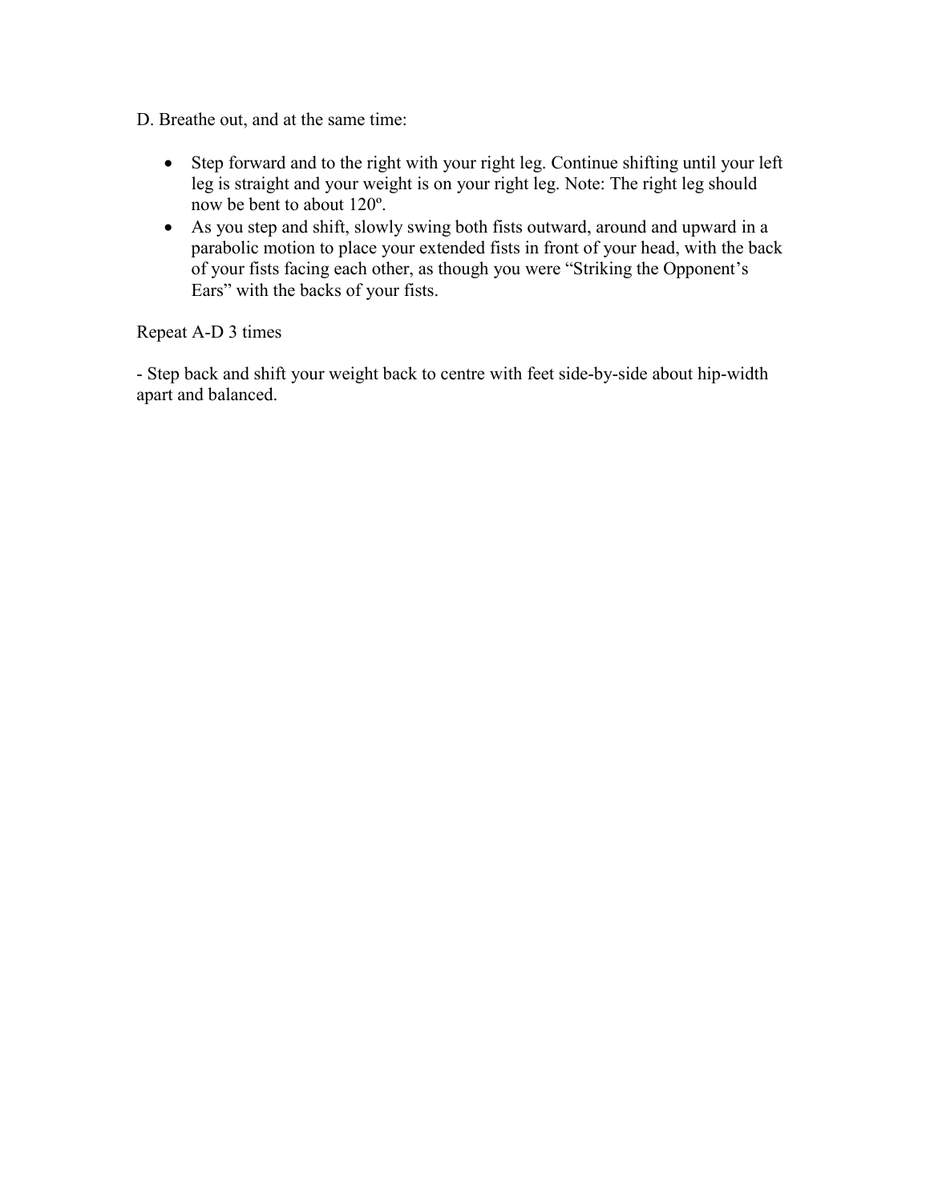D. Breathe out, and at the same time:

- Step forward and to the right with your right leg. Continue shifting until your left leg is straight and your weight is on your right leg. Note: The right leg should now be bent to about 120º.
- As you step and shift, slowly swing both fists outward, around and upward in a parabolic motion to place your extended fists in front of your head, with the back of your fists facing each other, as though you were "Striking the Opponent's Ears" with the backs of your fists.

Repeat A-D 3 times

- Step back and shift your weight back to centre with feet side-by-side about hip-width apart and balanced.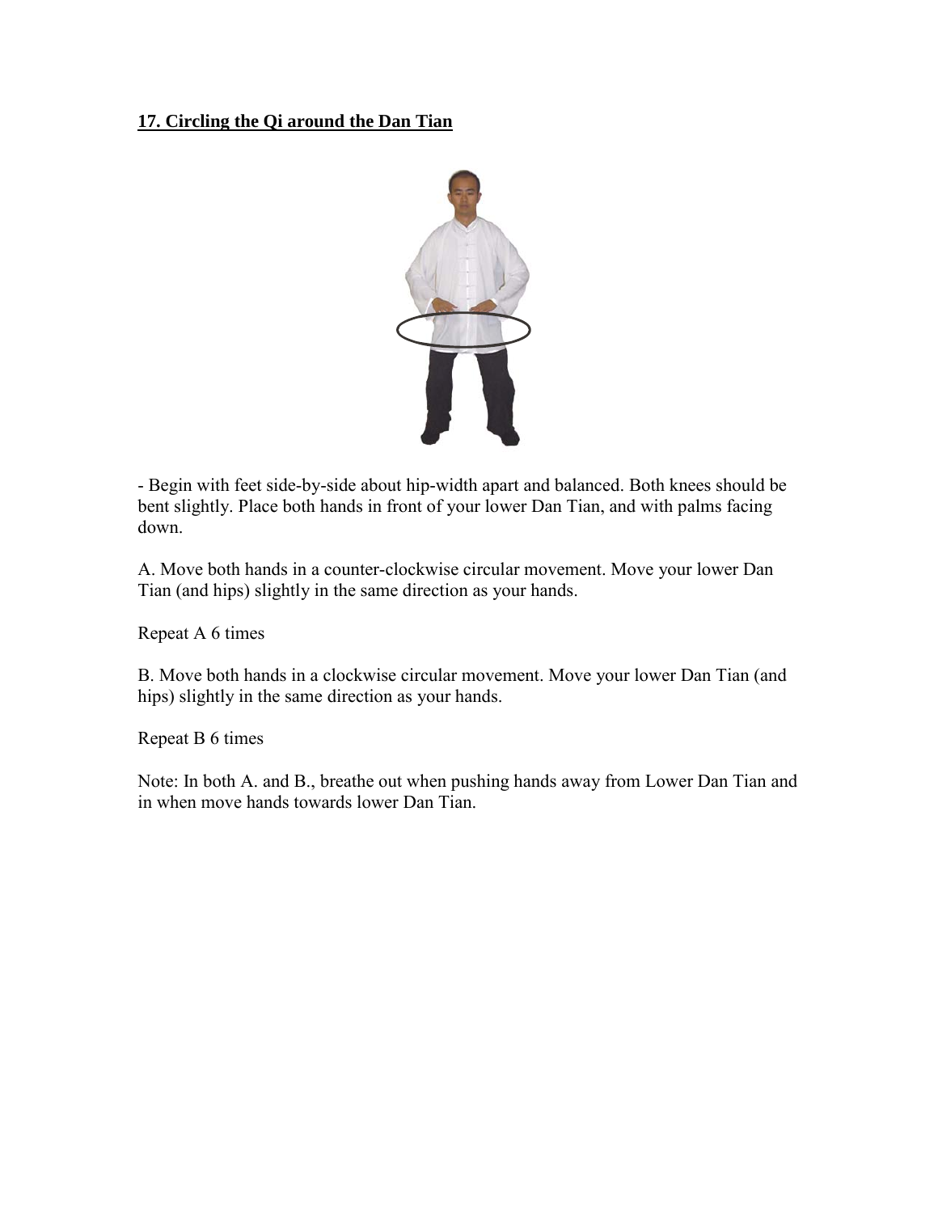**17. Circling the Qi around the Dan Tian**

- Begin with feet side-by-side about hip-width apart and balanced. Both knees should be bent slightly. Place both hands in front of your lower Dan Tian, and with palms facing down.

A. Move both hands in a counter-clockwise circular movement. Move your lower Dan Tian (and hips) slightly in the same direction as your hands.

Repeat A 6 times

B. Move both hands in a clockwise circular movement. Move your lower Dan Tian (and hips) slightly in the same direction as your hands.

Repeat B 6 times

Note: In both A. and B., breathe out when pushing hands away from Lower Dan Tian and in when move hands towards lower Dan Tian.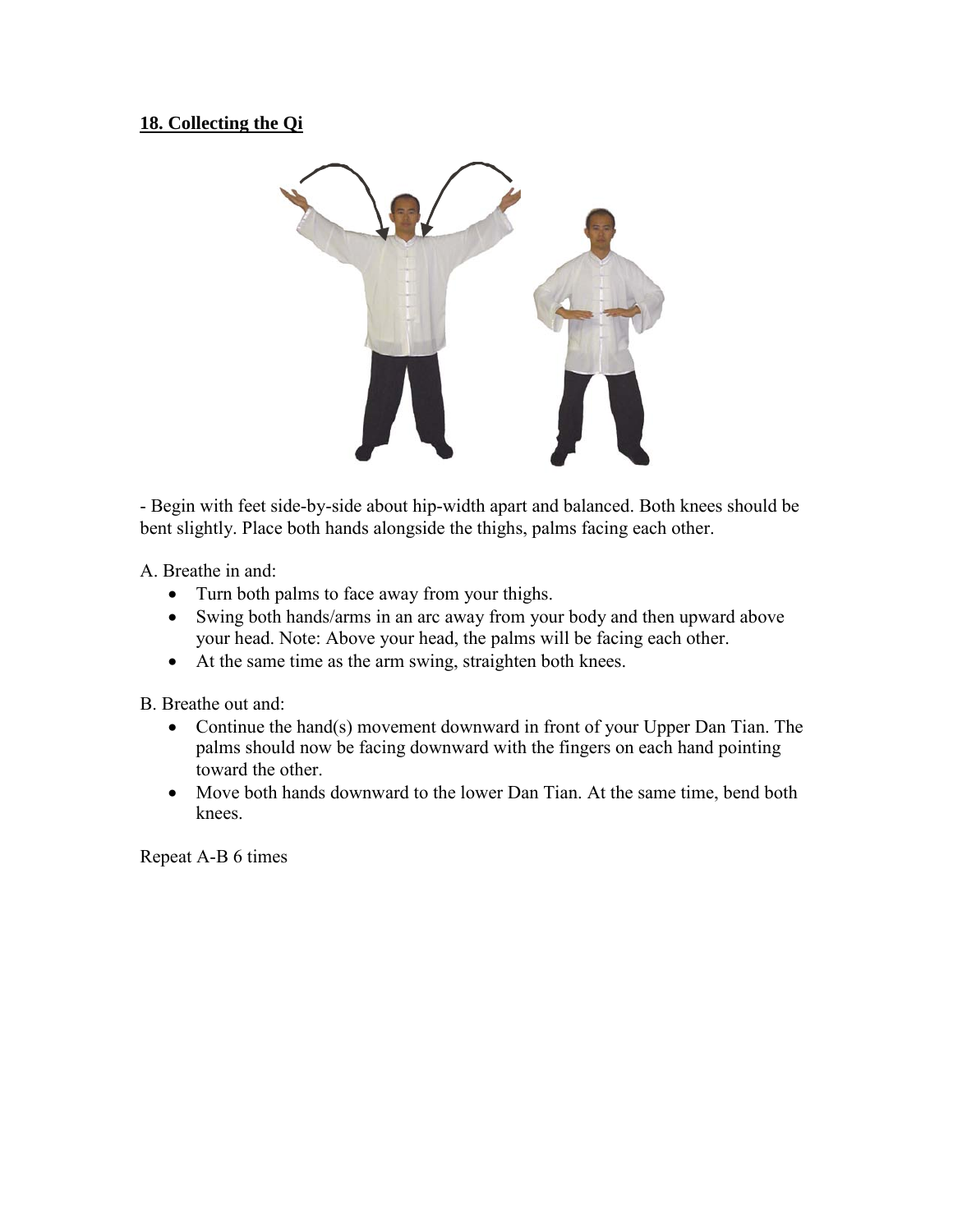## 18. Collecting the Qi

- Begin with feet side-by-side about hip-width apart and balanced. Both knees should be bent slightly. Place both hands alongside the thighs, palms facing each other.

A. Breathe in and:

- Turn both palms to face away from your thighs.
- Swing both hands/arms in an arc away from your body and then upward above your head. Note: Above your head, the palms will be facing each other.
- At the same time as the arm swing, straighten both knees.

B. Breathe out and:

- Continue the hand(s) movement downward in front of your Upper Dan Tian. The palms should now be facing downward with the fingers on each hand pointing toward the other.
- Move both hands downward to the lower Dan Tian. At the same time, bend both knees.

Repeat A-B 6 times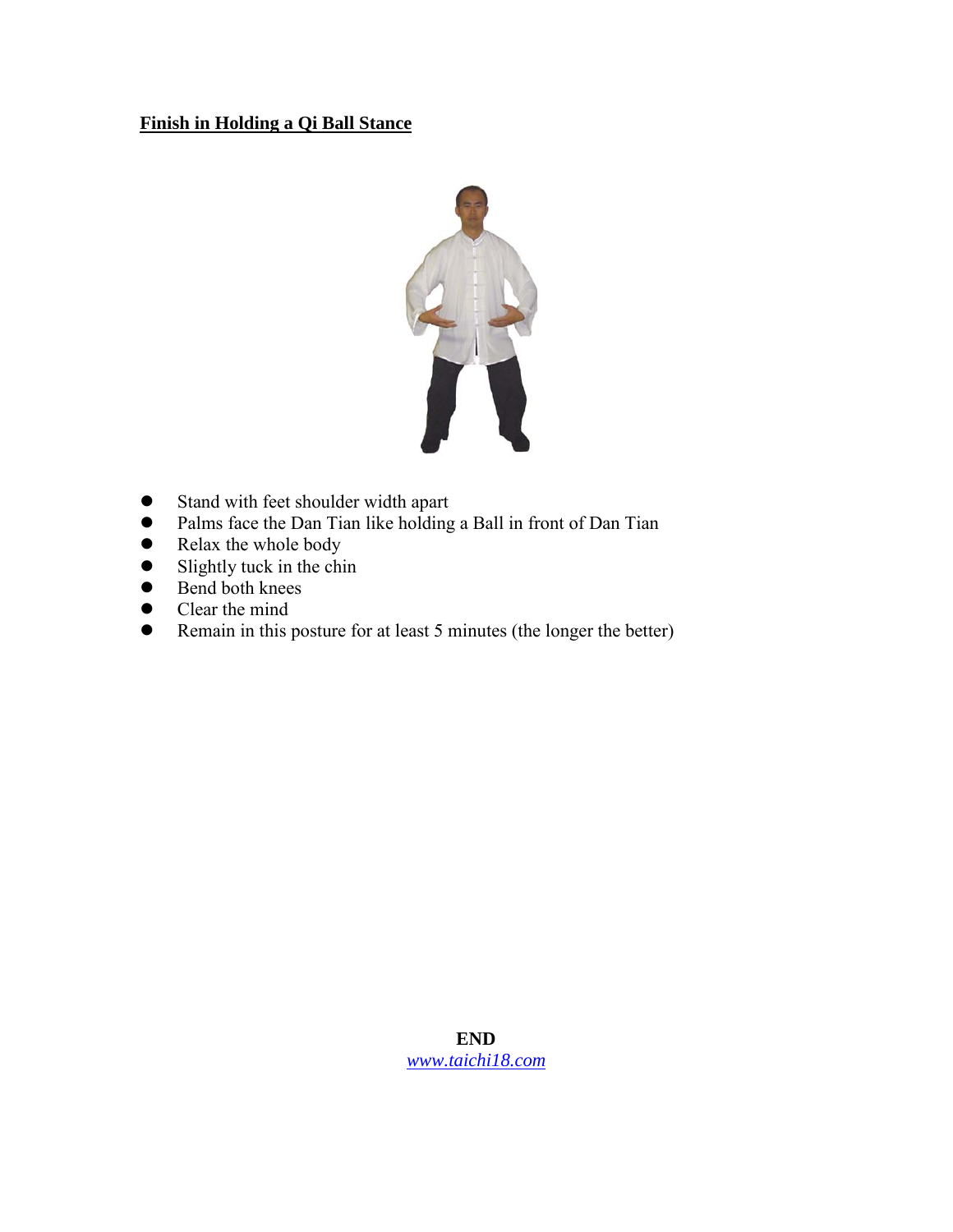**Finish in Holding a Qi Ball Stance**

- Stand with feet shoulder width apart
- Palms face the Dan Tian like holding a Ball in front of Dan Tian
- Relax the whole body
- Slightly tuck in the chin
- Bend both knees
- Clear the mind
- Remain in this posture for at least 5 minutes (the longer the better)

**END**

*www.taichi18.com*